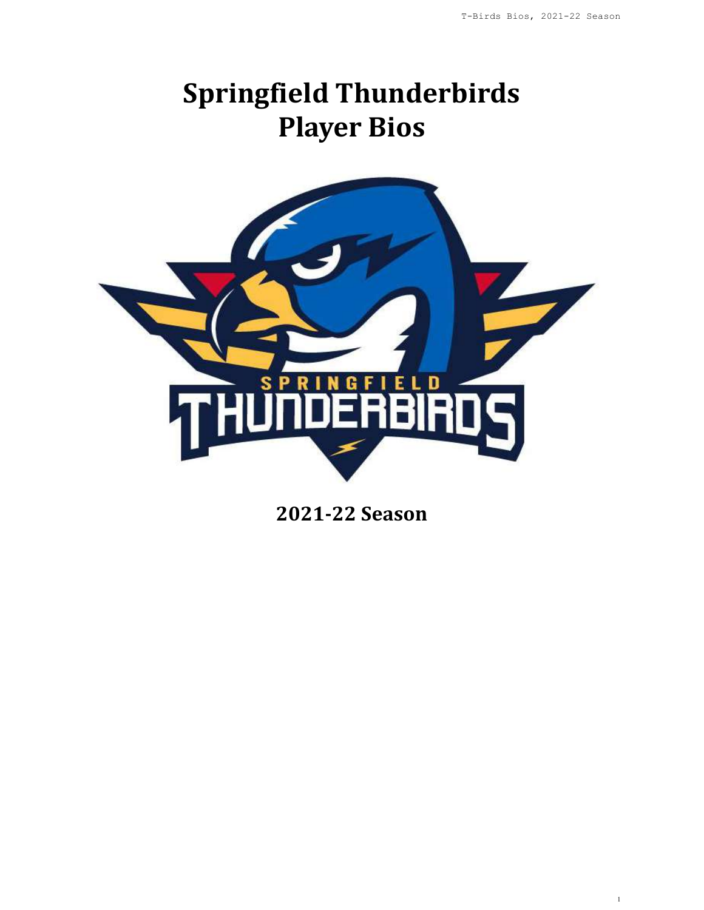# Springfield Thunderbirds Player Bios

## 2021-22 Season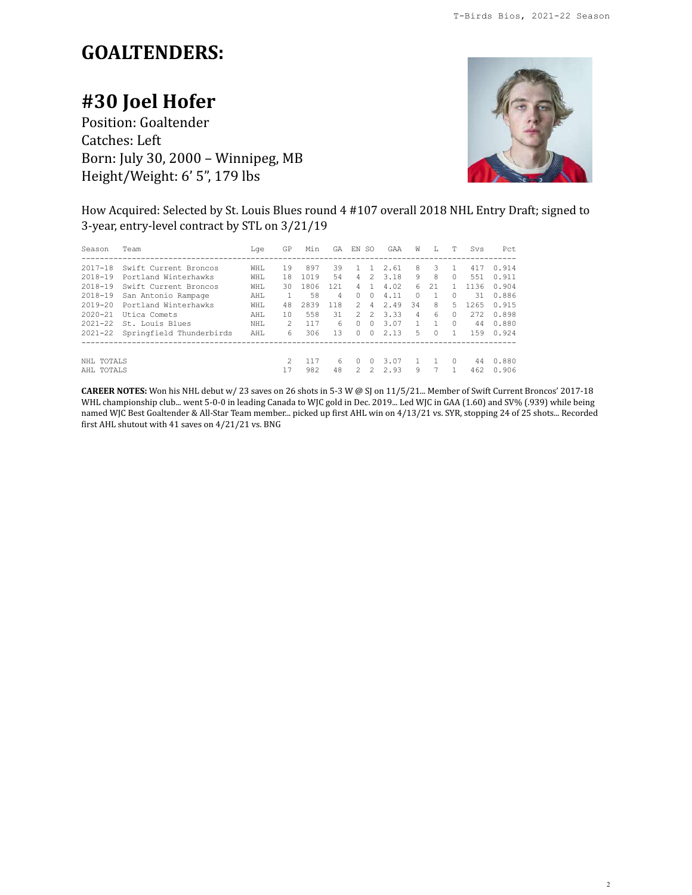# GOALTENDERS:

## #30 Joel Hofer

Position: Goaltender
Catches: Left
Born: July 30, 2000 – Winnipeg, MB
Height/Weight: 6' 5", 179 lbs

How Acquired: Selected by St. Louis Blues round 4 #107 overall 2018 NHL Entry Draft; signed to 3-year, entry-level contract by STL on 3/21/19

| Season | Team | Lge | GP | Min | GA | EN | SO | GAA | W | L | T | Svs | Pct |
|---|---|---|---|---|---|---|---|---|---|---|---|---|---|
| 2017-18 | Swift Current Broncos | WHL | 19 | 897 | 39 | 1 | 1 | 2.61 | 8 | 3 | 1 | 417 | 0.914 |
| 2018-19 | Portland Winterhawks | WHL | 18 | 1019 | 54 | 4 | 2 | 3.18 | 9 | 8 | 0 | 551 | 0.911 |
| 2018-19 | Swift Current Broncos | WHL | 30 | 1806 | 121 | 4 | 1 | 4.02 | 6 | 21 | 1 | 1136 | 0.904 |
| 2018-19 | San Antonio Rampage | AHL | 1 | 58 | 4 | 0 | 0 | 4.11 | 0 | 1 | 0 | 31 | 0.886 |
| 2019-20 | Portland Winterhawks | WHL | 48 | 2839 | 118 | 2 | 4 | 2.49 | 34 | 8 | 5 | 1265 | 0.915 |
| 2020-21 | Utica Comets | AHL | 10 | 558 | 31 | 2 | 2 | 3.33 | 4 | 6 | 0 | 272 | 0.898 |
| 2021-22 | St. Louis Blues | NHL | 2 | 117 | 6 | 0 | 0 | 3.07 | 1 | 1 | 0 | 44 | 0.880 |
| 2021-22 | Springfield Thunderbirds | AHL | 6 | 306 | 13 | 0 | 0 | 2.13 | 5 | 0 | 1 | 159 | 0.924 |
| NHL TOTALS | | | 2 | 117 | 6 | 0 | 0 | 3.07 | 1 | 1 | 0 | 44 | 0.880 |
| AHL TOTALS | | | 17 | 982 | 48 | 2 | 2 | 2.93 | 9 | 7 | 1 | 462 | 0.906 |

**CAREER NOTES:** Won his NHL debut w/ 23 saves on 26 shots in 5-3 W @ SJ on 11/5/21... Member of Swift Current Broncos' 2017-18 WHL championship club... went 5-0-0 in leading Canada to WJC gold in Dec. 2019... Led WJC in GAA (1.60) and SV% (.939) while being named WJC Best Goaltender & All-Star Team member... picked up first AHL win on 4/13/21 vs. SYR, stopping 24 of 25 shots... Recorded first AHL shutout with 41 saves on 4/21/21 vs. BNG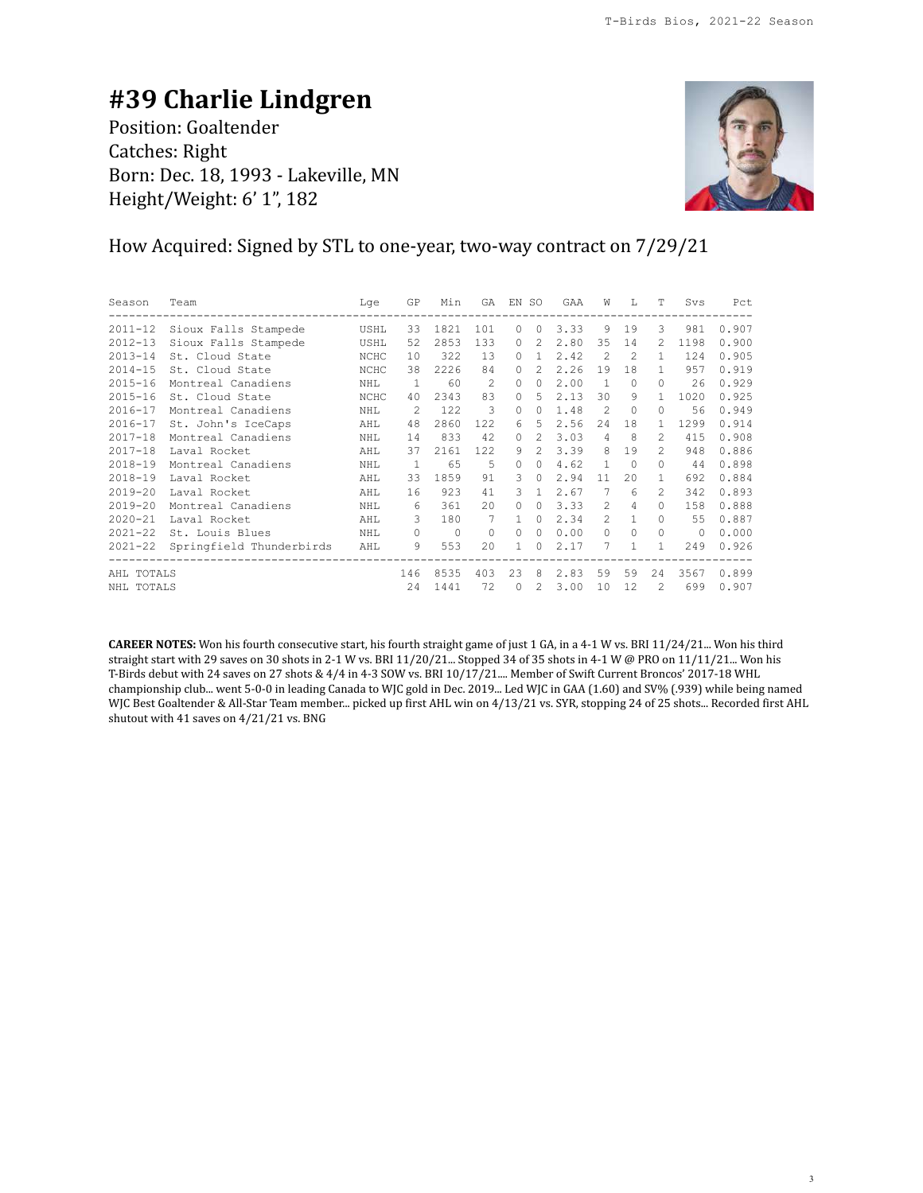# #39 Charlie Lindgren

Position: Goaltender
Catches: Right
Born: Dec. 18, 1993 - Lakeville, MN
Height/Weight: 6' 1", 182

How Acquired: Signed by STL to one-year, two-way contract on 7/29/21

| Season | Team | Lge | GP | Min | GA | EN | SO | GAA | W | L | T | Svs | Pct |
|---|---|---|---|---|---|---|---|---|---|---|---|---|---|
| 2011-12 | Sioux Falls Stampede | USHL | 33 | 1821 | 101 | 0 | 0 | 3.33 | 9 | 19 | 3 | 981 | 0.907 |
| 2012-13 | Sioux Falls Stampede | USHL | 52 | 2853 | 133 | 0 | 2 | 2.80 | 35 | 14 | 2 | 1198 | 0.900 |
| 2013-14 | St. Cloud State | NCHC | 10 | 322 | 13 | 0 | 1 | 2.42 | 2 | 2 | 1 | 124 | 0.905 |
| 2014-15 | St. Cloud State | NCHC | 38 | 2226 | 84 | 0 | 2 | 2.26 | 19 | 18 | 1 | 957 | 0.919 |
| 2015-16 | Montreal Canadiens | NHL | 1 | 60 | 2 | 0 | 0 | 2.00 | 1 | 0 | 0 | 26 | 0.929 |
| 2015-16 | St. Cloud State | NCHC | 40 | 2343 | 83 | 0 | 5 | 2.13 | 30 | 9 | 1 | 1020 | 0.925 |
| 2016-17 | Montreal Canadiens | NHL | 2 | 122 | 3 | 0 | 0 | 1.48 | 2 | 0 | 0 | 56 | 0.949 |
| 2016-17 | St. John's IceCaps | AHL | 48 | 2860 | 122 | 6 | 5 | 2.56 | 24 | 18 | 1 | 1299 | 0.914 |
| 2017-18 | Montreal Canadiens | NHL | 14 | 833 | 42 | 0 | 2 | 3.03 | 4 | 8 | 2 | 415 | 0.908 |
| 2017-18 | Laval Rocket | AHL | 37 | 2161 | 122 | 9 | 2 | 3.39 | 8 | 19 | 2 | 948 | 0.886 |
| 2018-19 | Montreal Canadiens | NHL | 1 | 65 | 5 | 0 | 0 | 4.62 | 1 | 0 | 0 | 44 | 0.898 |
| 2018-19 | Laval Rocket | AHL | 33 | 1859 | 91 | 3 | 0 | 2.94 | 11 | 20 | 1 | 692 | 0.884 |
| 2019-20 | Laval Rocket | AHL | 16 | 923 | 41 | 3 | 1 | 2.67 | 7 | 6 | 2 | 342 | 0.893 |
| 2019-20 | Montreal Canadiens | NHL | 6 | 361 | 20 | 0 | 0 | 3.33 | 2 | 4 | 0 | 158 | 0.888 |
| 2020-21 | Laval Rocket | AHL | 3 | 180 | 7 | 1 | 0 | 2.34 | 2 | 1 | 0 | 55 | 0.887 |
| 2021-22 | St. Louis Blues | NHL | 0 | 0 | 0 | 0 | 0 | 0.00 | 0 | 0 | 0 | 0 | 0.000 |
| 2021-22 | Springfield Thunderbirds | AHL | 9 | 553 | 20 | 1 | 0 | 2.17 | 7 | 1 | 1 | 249 | 0.926 |
| AHL TOTALS | | | 146 | 8535 | 403 | 23 | 8 | 2.83 | 59 | 59 | 24 | 3567 | 0.899 |
| NHL TOTALS | | | 24 | 1441 | 72 | 0 | 2 | 3.00 | 10 | 12 | 2 | 699 | 0.907 |

**CAREER NOTES:** Won his fourth consecutive start, his fourth straight game of just 1 GA, in a 4-1 W vs. BRI 11/24/21... Won his third straight start with 29 saves on 30 shots in 2-1 W vs. BRI 11/20/21... Stopped 34 of 35 shots in 4-1 W @ PRO on 11/11/21... Won his T-Birds debut with 24 saves on 27 shots & 4/4 in 4-3 SOW vs. BRI 10/17/21.... Member of Swift Current Broncos' 2017-18 WHL championship club... went 5-0-0 in leading Canada to WJC gold in Dec. 2019... Led WJC in GAA (1.60) and SV% (.939) while being named WJC Best Goaltender & All-Star Team member... picked up first AHL win on 4/13/21 vs. SYR, stopping 24 of 25 shots... Recorded first AHL shutout with 41 saves on 4/21/21 vs. BNG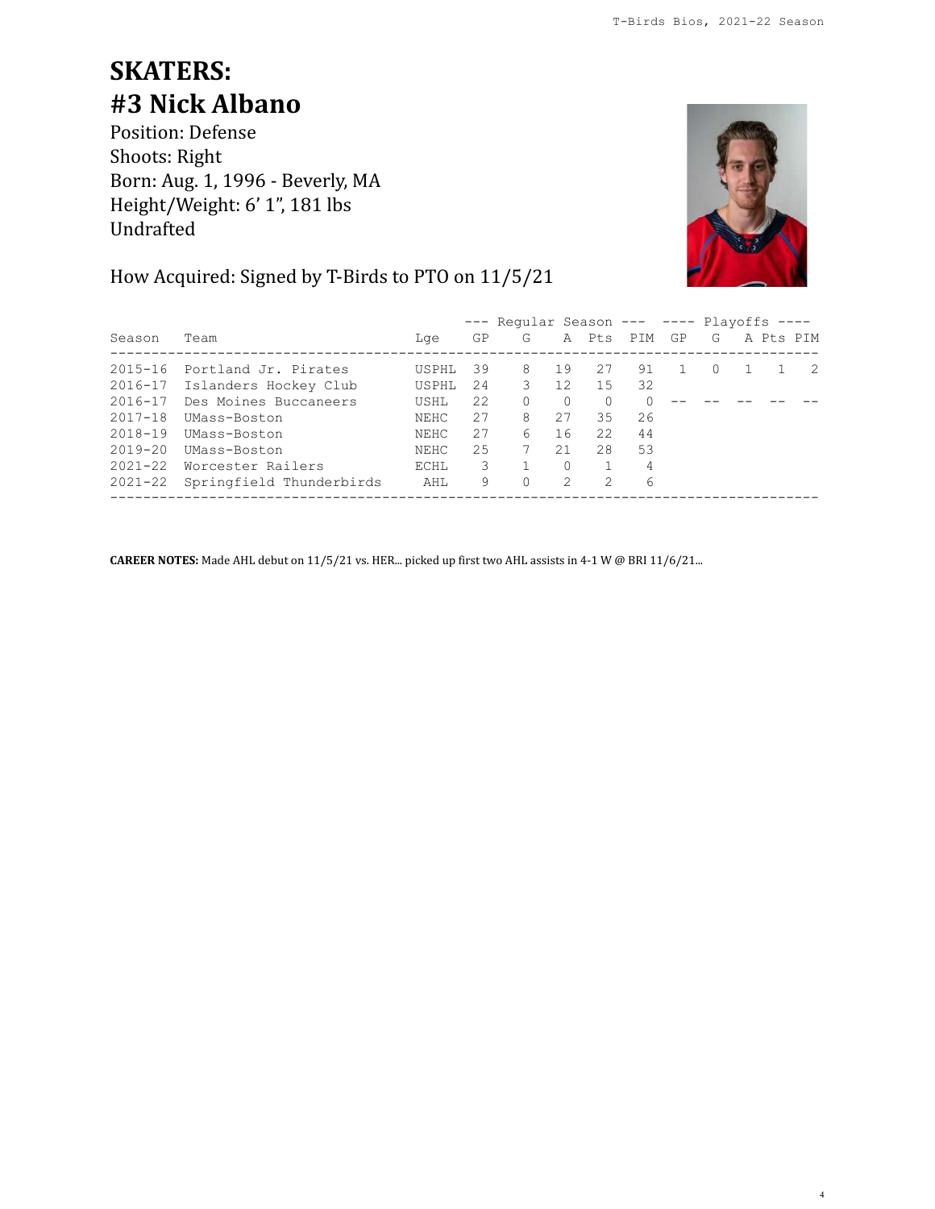# SKATERS:

## #3 Nick Albano

Position: Defense
Shoots: Right
Born: Aug. 1, 1996 - Beverly, MA
Height/Weight: 6' 1", 181 lbs
Undrafted

How Acquired: Signed by T-Birds to PTO on 11/5/21

| | | | --- Regular Season --- | | | | | ---- Playoffs ---- | | | | |
|---|---|---|---|---|---|---|---|---|---|---|---|---|
| Season | Team | Lge | GP | G | A | Pts | PIM | GP | G | A | Pts | PIM |
| 2015-16 | Portland Jr. Pirates | USPHL | 39 | 8 | 19 | 27 | 91 | 1 | 0 | 1 | 1 | 2 |
| 2016-17 | Islanders Hockey Club | USPHL | 24 | 3 | 12 | 15 | 32 | | | | | |
| 2016-17 | Des Moines Buccaneers | USHL | 22 | 0 | 0 | 0 | 0 | -- | -- | -- | -- | -- |
| 2017-18 | UMass-Boston | NEHC | 27 | 8 | 27 | 35 | 26 | | | | | |
| 2018-19 | UMass-Boston | NEHC | 27 | 6 | 16 | 22 | 44 | | | | | |
| 2019-20 | UMass-Boston | NEHC | 25 | 7 | 21 | 28 | 53 | | | | | |
| 2021-22 | Worcester Railers | ECHL | 3 | 1 | 0 | 1 | 4 | | | | | |
| 2021-22 | Springfield Thunderbirds | AHL | 9 | 0 | 2 | 2 | 6 | | | | | |

**CAREER NOTES:** Made AHL debut on 11/5/21 vs. HER... picked up first two AHL assists in 4-1 W @ BRI 11/6/21...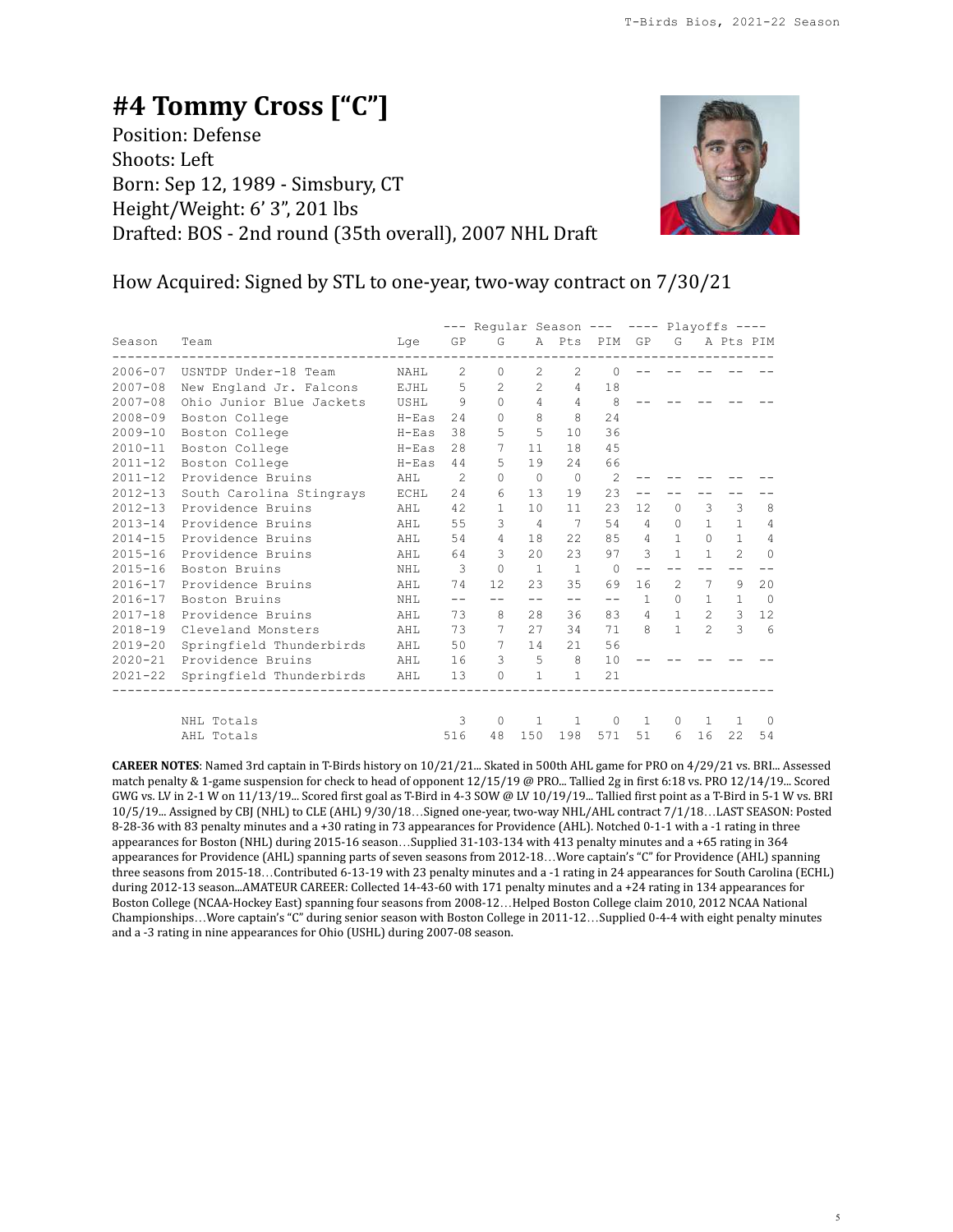# #4 Tommy Cross ["C"]

Position: Defense
Shoots: Left
Born: Sep 12, 1989 - Simsbury, CT
Height/Weight: 6' 3", 201 lbs
Drafted: BOS - 2nd round (35th overall), 2007 NHL Draft

How Acquired: Signed by STL to one-year, two-way contract on 7/30/21

| | | | Regular Season | | | | | Playoffs | | | | |
|---|---|---|---|---|---|---|---|---|---|---|---|---|
| Season | Team | Lge | GP | G | A | Pts | PIM | GP | G | A | Pts | PIM |
| 2006-07 | USNTDP Under-18 Team | NAHL | 2 | 0 | 2 | 2 | 0 | -- | -- | -- | -- | -- |
| 2007-08 | New England Jr. Falcons | EJHL | 5 | 2 | 2 | 4 | 18 | | | | | |
| 2007-08 | Ohio Junior Blue Jackets | USHL | 9 | 0 | 4 | 4 | 8 | -- | -- | -- | -- | -- |
| 2008-09 | Boston College | H-Eas | 24 | 0 | 8 | 8 | 24 | | | | | |
| 2009-10 | Boston College | H-Eas | 38 | 5 | 5 | 10 | 36 | | | | | |
| 2010-11 | Boston College | H-Eas | 28 | 7 | 11 | 18 | 45 | | | | | |
| 2011-12 | Boston College | H-Eas | 44 | 5 | 19 | 24 | 66 | | | | | |
| 2011-12 | Providence Bruins | AHL | 2 | 0 | 0 | 0 | 2 | -- | -- | -- | -- | -- |
| 2012-13 | South Carolina Stingrays | ECHL | 24 | 6 | 13 | 19 | 23 | -- | -- | -- | -- | -- |
| 2012-13 | Providence Bruins | AHL | 42 | 1 | 10 | 11 | 23 | 12 | 0 | 3 | 3 | 8 |
| 2013-14 | Providence Bruins | AHL | 55 | 3 | 4 | 7 | 54 | 4 | 0 | 1 | 1 | 4 |
| 2014-15 | Providence Bruins | AHL | 54 | 4 | 18 | 22 | 85 | 4 | 1 | 0 | 1 | 4 |
| 2015-16 | Providence Bruins | AHL | 64 | 3 | 20 | 23 | 97 | 3 | 1 | 1 | 2 | 0 |
| 2015-16 | Boston Bruins | NHL | 3 | 0 | 1 | 1 | 0 | -- | -- | -- | -- | -- |
| 2016-17 | Providence Bruins | AHL | 74 | 12 | 23 | 35 | 69 | 16 | 2 | 7 | 9 | 20 |
| 2016-17 | Boston Bruins | NHL | -- | -- | -- | -- | -- | 1 | 0 | 1 | 1 | 0 |
| 2017-18 | Providence Bruins | AHL | 73 | 8 | 28 | 36 | 83 | 4 | 1 | 2 | 3 | 12 |
| 2018-19 | Cleveland Monsters | AHL | 73 | 7 | 27 | 34 | 71 | 8 | 1 | 2 | 3 | 6 |
| 2019-20 | Springfield Thunderbirds | AHL | 50 | 7 | 14 | 21 | 56 | | | | | |
| 2020-21 | Providence Bruins | AHL | 16 | 3 | 5 | 8 | 10 | -- | -- | -- | -- | -- |
| 2021-22 | Springfield Thunderbirds | AHL | 13 | 0 | 1 | 1 | 21 | | | | | |
| | NHL Totals | | 3 | 0 | 1 | 1 | 0 | 1 | 0 | 1 | 1 | 0 |
| | AHL Totals | | 516 | 48 | 150 | 198 | 571 | 51 | 6 | 16 | 22 | 54 |

**CAREER NOTES**: Named 3rd captain in T-Birds history on 10/21/21... Skated in 500th AHL game for PRO on 4/29/21 vs. BRI... Assessed match penalty & 1-game suspension for check to head of opponent 12/15/19 @ PRO... Tallied 2g in first 6:18 vs. PRO 12/14/19... Scored GWG vs. LV in 2-1 W on 11/13/19... Scored first goal as T-Bird in 4-3 SOW @ LV 10/19/19... Tallied first point as a T-Bird in 5-1 W vs. BRI 10/5/19... Assigned by CBJ (NHL) to CLE (AHL) 9/30/18…Signed one-year, two-way NHL/AHL contract 7/1/18…LAST SEASON: Posted 8-28-36 with 83 penalty minutes and a +30 rating in 73 appearances for Providence (AHL). Notched 0-1-1 with a -1 rating in three appearances for Boston (NHL) during 2015-16 season…Supplied 31-103-134 with 413 penalty minutes and a +65 rating in 364 appearances for Providence (AHL) spanning parts of seven seasons from 2012-18…Wore captain's "C" for Providence (AHL) spanning three seasons from 2015-18…Contributed 6-13-19 with 23 penalty minutes and a -1 rating in 24 appearances for South Carolina (ECHL) during 2012-13 season...AMATEUR CAREER: Collected 14-43-60 with 171 penalty minutes and a +24 rating in 134 appearances for Boston College (NCAA-Hockey East) spanning four seasons from 2008-12…Helped Boston College claim 2010, 2012 NCAA National Championships…Wore captain's "C" during senior season with Boston College in 2011-12…Supplied 0-4-4 with eight penalty minutes and a -3 rating in nine appearances for Ohio (USHL) during 2007-08 season.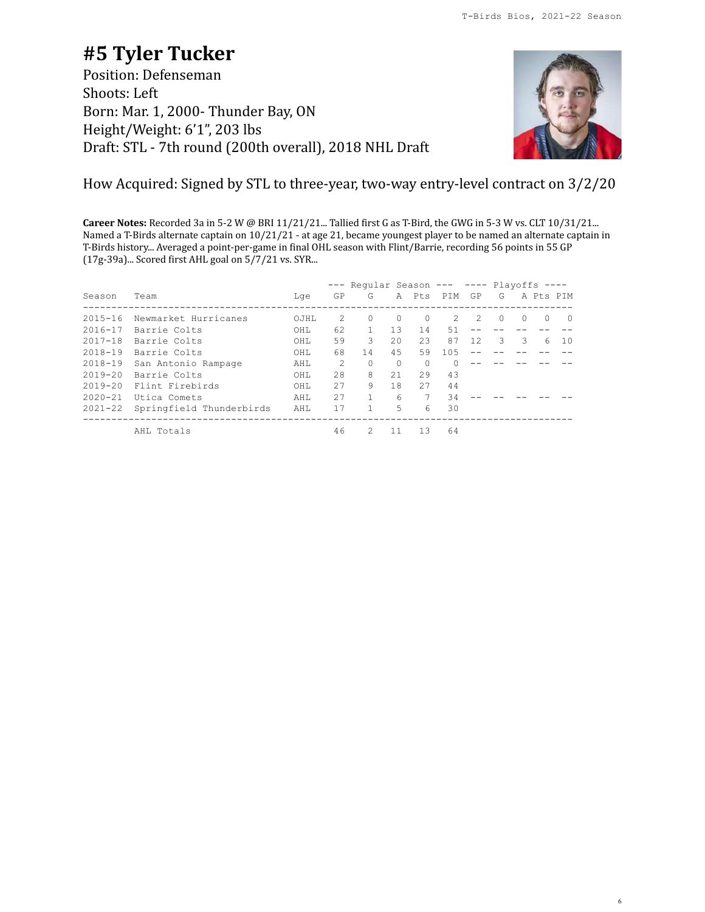# #5 Tyler Tucker

Position: Defenseman
Shoots: Left
Born: Mar. 1, 2000- Thunder Bay, ON
Height/Weight: 6'1", 203 lbs
Draft: STL - 7th round (200th overall), 2018 NHL Draft

How Acquired: Signed by STL to three-year, two-way entry-level contract on 3/2/20

**Career Notes:** Recorded 3a in 5-2 W @ BRI 11/21/21... Tallied first G as T-Bird, the GWG in 5-3 W vs. CLT 10/31/21... Named a T-Birds alternate captain on 10/21/21 - at age 21, became youngest player to be named an alternate captain in T-Birds history... Averaged a point-per-game in final OHL season with Flint/Barrie, recording 56 points in 55 GP (17g-39a)... Scored first AHL goal on 5/7/21 vs. SYR...

| | | | Regular Season | | | | | Playoffs | | | | |
|---|---|---|---|---|---|---|---|---|---|---|---|---|
| Season | Team | Lge | GP | G | A | Pts | PIM | GP | G | A | Pts | PIM |
| 2015-16 | Newmarket Hurricanes | OJHL | 2 | 0 | 0 | 0 | 2 | 2 | 0 | 0 | 0 | 0 |
| 2016-17 | Barrie Colts | OHL | 62 | 1 | 13 | 14 | 51 | -- | -- | -- | -- | -- |
| 2017-18 | Barrie Colts | OHL | 59 | 3 | 20 | 23 | 87 | 12 | 3 | 3 | 6 | 10 |
| 2018-19 | Barrie Colts | OHL | 68 | 14 | 45 | 59 | 105 | -- | -- | -- | -- | -- |
| 2018-19 | San Antonio Rampage | AHL | 2 | 0 | 0 | 0 | 0 | -- | -- | -- | -- | -- |
| 2019-20 | Barrie Colts | OHL | 28 | 8 | 21 | 29 | 43 | | | | | |
| 2019-20 | Flint Firebirds | OHL | 27 | 9 | 18 | 27 | 44 | | | | | |
| 2020-21 | Utica Comets | AHL | 27 | 1 | 6 | 7 | 34 | -- | -- | -- | -- | -- |
| 2021-22 | Springfield Thunderbirds | AHL | 17 | 1 | 5 | 6 | 30 | | | | | |
| | AHL Totals | | 46 | 2 | 11 | 13 | 64 | | | | | |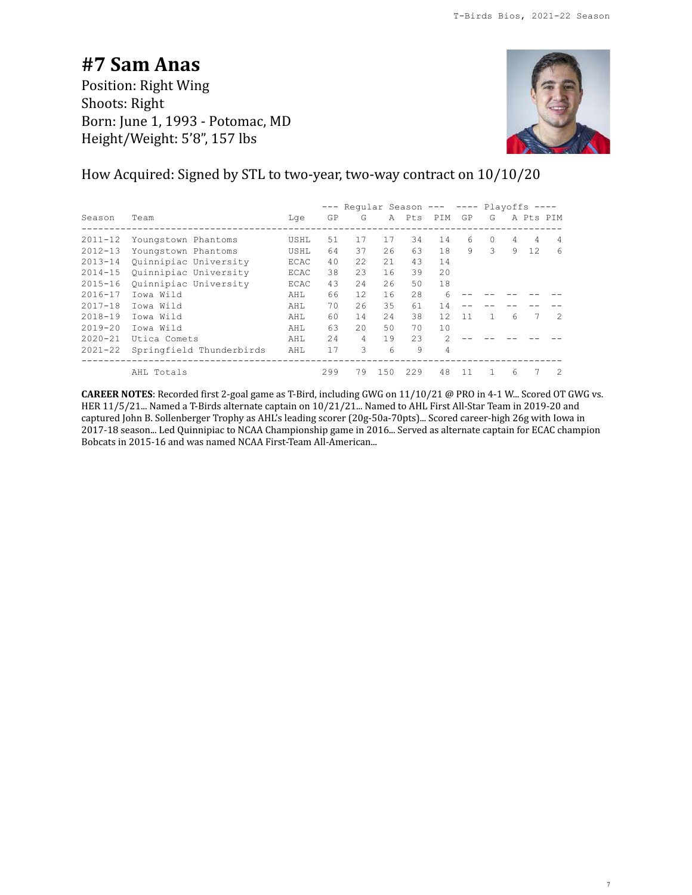# #7 Sam Anas

Position: Right Wing
Shoots: Right
Born: June 1, 1993 - Potomac, MD
Height/Weight: 5'8", 157 lbs

How Acquired: Signed by STL to two-year, two-way contract on 10/10/20

| | | | --- Regular Season --- | | | | | ---- Playoffs ---- | | | | |
|---|---|---|---|---|---|---|---|---|---|---|---|---|
| Season | Team | Lge | GP | G | A | Pts | PIM | GP | G | A | Pts | PIM |
| 2011-12 | Youngstown Phantoms | USHL | 51 | 17 | 17 | 34 | 14 | 6 | 0 | 4 | 4 | 4 |
| 2012-13 | Youngstown Phantoms | USHL | 64 | 37 | 26 | 63 | 18 | 9 | 3 | 9 | 12 | 6 |
| 2013-14 | Quinnipiac University | ECAC | 40 | 22 | 21 | 43 | 14 | | | | | |
| 2014-15 | Quinnipiac University | ECAC | 38 | 23 | 16 | 39 | 20 | | | | | |
| 2015-16 | Quinnipiac University | ECAC | 43 | 24 | 26 | 50 | 18 | | | | | |
| 2016-17 | Iowa Wild | AHL | 66 | 12 | 16 | 28 | 6 | -- | -- | -- | -- | -- |
| 2017-18 | Iowa Wild | AHL | 70 | 26 | 35 | 61 | 14 | -- | -- | -- | -- | -- |
| 2018-19 | Iowa Wild | AHL | 60 | 14 | 24 | 38 | 12 | 11 | 1 | 6 | 7 | 2 |
| 2019-20 | Iowa Wild | AHL | 63 | 20 | 50 | 70 | 10 | | | | | |
| 2020-21 | Utica Comets | AHL | 24 | 4 | 19 | 23 | 2 | -- | -- | -- | -- | -- |
| 2021-22 | Springfield Thunderbirds | AHL | 17 | 3 | 6 | 9 | 4 | | | | | |
| | AHL Totals | | 299 | 79 | 150 | 229 | 48 | 11 | 1 | 6 | 7 | 2 |

**CAREER NOTES**: Recorded first 2-goal game as T-Bird, including GWG on 11/10/21 @ PRO in 4-1 W... Scored OT GWG vs. HER 11/5/21... Named a T-Birds alternate captain on 10/21/21... Named to AHL First All-Star Team in 2019-20 and captured John B. Sollenberger Trophy as AHL's leading scorer (20g-50a-70pts)... Scored career-high 26g with Iowa in 2017-18 season... Led Quinnipiac to NCAA Championship game in 2016... Served as alternate captain for ECAC champion Bobcats in 2015-16 and was named NCAA First-Team All-American...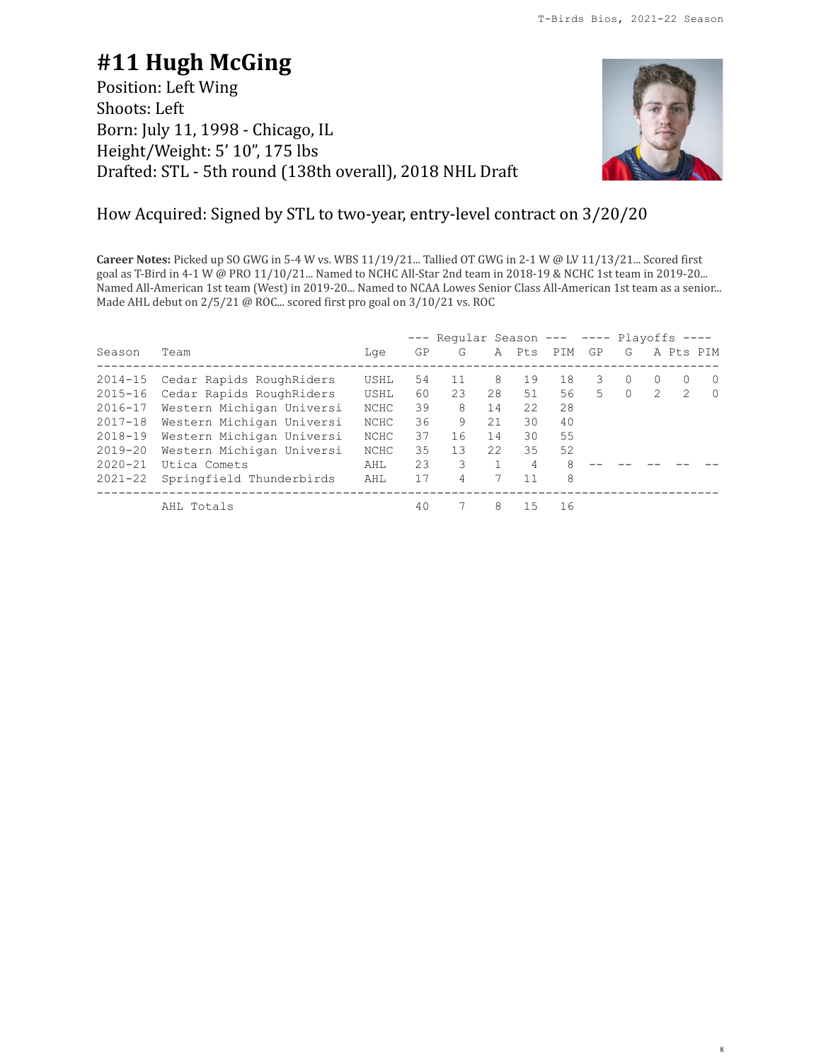# #11 Hugh McGing

Position: Left Wing
Shoots: Left
Born: July 11, 1998 - Chicago, IL
Height/Weight: 5' 10", 175 lbs
Drafted: STL - 5th round (138th overall), 2018 NHL Draft

How Acquired: Signed by STL to two-year, entry-level contract on 3/20/20

**Career Notes:** Picked up SO GWG in 5-4 W vs. WBS 11/19/21... Tallied OT GWG in 2-1 W @ LV 11/13/21... Scored first goal as T-Bird in 4-1 W @ PRO 11/10/21... Named to NCHC All-Star 2nd team in 2018-19 & NCHC 1st team in 2019-20... Named All-American 1st team (West) in 2019-20... Named to NCAA Lowes Senior Class All-American 1st team as a senior... Made AHL debut on 2/5/21 @ ROC... scored first pro goal on 3/10/21 vs. ROC

| | | | Regular Season | | | | | Playoffs | | | | |
|---|---|---|---|---|---|---|---|---|---|---|---|---|
| Season | Team | Lge | GP | G | A | Pts | PIM | GP | G | A | Pts | PIM |
| 2014-15 | Cedar Rapids RoughRiders | USHL | 54 | 11 | 8 | 19 | 18 | 3 | 0 | 0 | 0 | 0 |
| 2015-16 | Cedar Rapids RoughRiders | USHL | 60 | 23 | 28 | 51 | 56 | 5 | 0 | 2 | 2 | 0 |
| 2016-17 | Western Michigan Universi | NCHC | 39 | 8 | 14 | 22 | 28 | | | | | |
| 2017-18 | Western Michigan Universi | NCHC | 36 | 9 | 21 | 30 | 40 | | | | | |
| 2018-19 | Western Michigan Universi | NCHC | 37 | 16 | 14 | 30 | 55 | | | | | |
| 2019-20 | Western Michigan Universi | NCHC | 35 | 13 | 22 | 35 | 52 | | | | | |
| 2020-21 | Utica Comets | AHL | 23 | 3 | 1 | 4 | 8 | -- | -- | -- | -- | -- |
| 2021-22 | Springfield Thunderbirds | AHL | 17 | 4 | 7 | 11 | 8 | | | | | |
| | AHL Totals | | 40 | 7 | 8 | 15 | 16 | | | | | |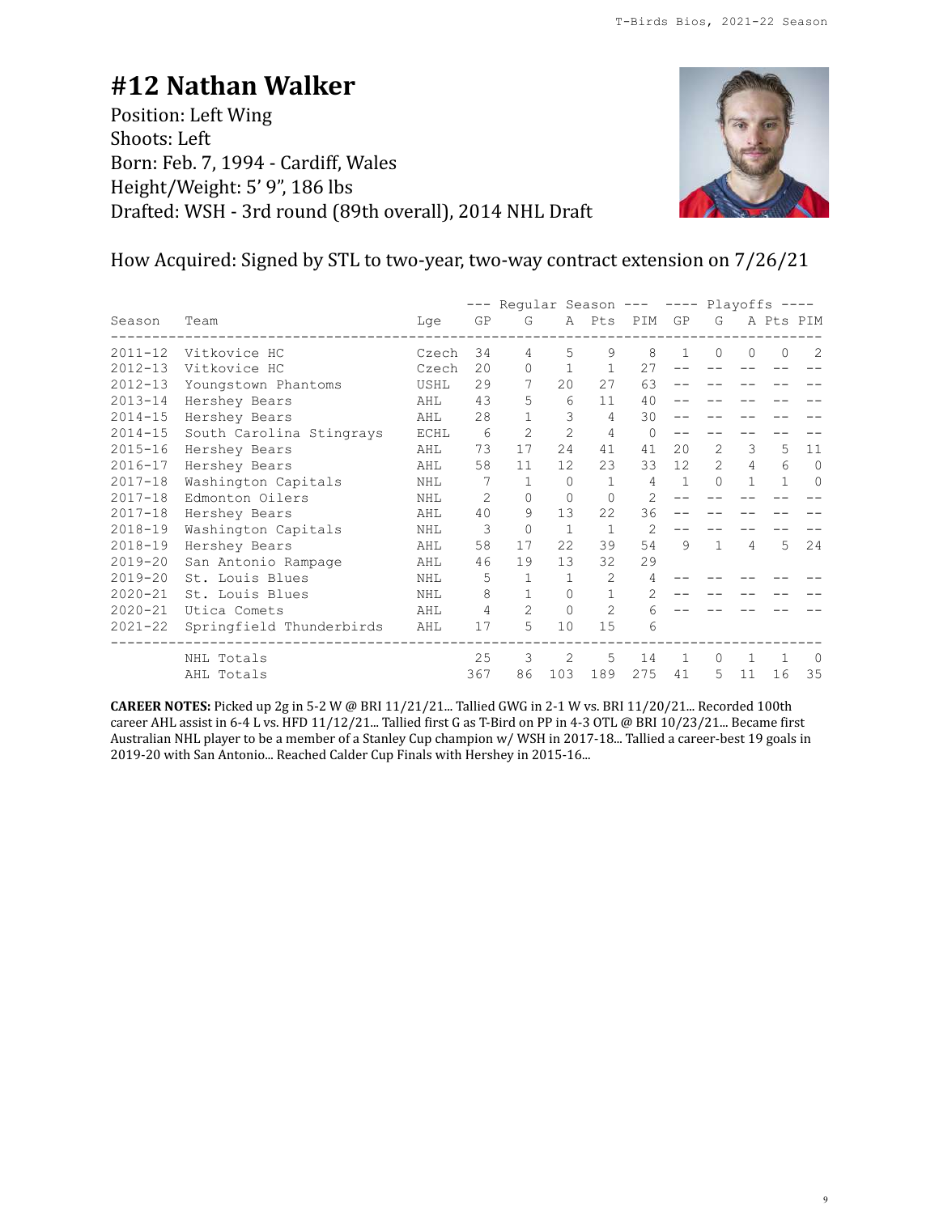# #12 Nathan Walker

Position: Left Wing
Shoots: Left
Born: Feb. 7, 1994 - Cardiff, Wales
Height/Weight: 5' 9", 186 lbs
Drafted: WSH - 3rd round (89th overall), 2014 NHL Draft

How Acquired: Signed by STL to two-year, two-way contract extension on 7/26/21

| | | | Regular Season | | | | | Playoffs | | | | |
|---|---|---|---|---|---|---|---|---|---|---|---|---|
| Season | Team | Lge | GP | G | A | Pts | PIM | GP | G | A | Pts | PIM |
| 2011-12 | Vitkovice HC | Czech | 34 | 4 | 5 | 9 | 8 | 1 | 0 | 0 | 0 | 2 |
| 2012-13 | Vitkovice HC | Czech | 20 | 0 | 1 | 1 | 27 | -- | -- | -- | -- | -- |
| 2012-13 | Youngstown Phantoms | USHL | 29 | 7 | 20 | 27 | 63 | -- | -- | -- | -- | -- |
| 2013-14 | Hershey Bears | AHL | 43 | 5 | 6 | 11 | 40 | -- | -- | -- | -- | -- |
| 2014-15 | Hershey Bears | AHL | 28 | 1 | 3 | 4 | 30 | -- | -- | -- | -- | -- |
| 2014-15 | South Carolina Stingrays | ECHL | 6 | 2 | 2 | 4 | 0 | -- | -- | -- | -- | -- |
| 2015-16 | Hershey Bears | AHL | 73 | 17 | 24 | 41 | 41 | 20 | 2 | 3 | 5 | 11 |
| 2016-17 | Hershey Bears | AHL | 58 | 11 | 12 | 23 | 33 | 12 | 2 | 4 | 6 | 0 |
| 2017-18 | Washington Capitals | NHL | 7 | 1 | 0 | 1 | 4 | 1 | 0 | 1 | 1 | 0 |
| 2017-18 | Edmonton Oilers | NHL | 2 | 0 | 0 | 0 | 2 | -- | -- | -- | -- | -- |
| 2017-18 | Hershey Bears | AHL | 40 | 9 | 13 | 22 | 36 | -- | -- | -- | -- | -- |
| 2018-19 | Washington Capitals | NHL | 3 | 0 | 1 | 1 | 2 | -- | -- | -- | -- | -- |
| 2018-19 | Hershey Bears | AHL | 58 | 17 | 22 | 39 | 54 | 9 | 1 | 4 | 5 | 24 |
| 2019-20 | San Antonio Rampage | AHL | 46 | 19 | 13 | 32 | 29 | | | | | |
| 2019-20 | St. Louis Blues | NHL | 5 | 1 | 1 | 2 | 4 | -- | -- | -- | -- | -- |
| 2020-21 | St. Louis Blues | NHL | 8 | 1 | 0 | 1 | 2 | -- | -- | -- | -- | -- |
| 2020-21 | Utica Comets | AHL | 4 | 2 | 0 | 2 | 6 | -- | -- | -- | -- | -- |
| 2021-22 | Springfield Thunderbirds | AHL | 17 | 5 | 10 | 15 | 6 | | | | | |
| | NHL Totals | | 25 | 3 | 2 | 5 | 14 | 1 | 0 | 1 | 1 | 0 |
| | AHL Totals | | 367 | 86 | 103 | 189 | 275 | 41 | 5 | 11 | 16 | 35 |

**CAREER NOTES:** Picked up 2g in 5-2 W @ BRI 11/21/21... Tallied GWG in 2-1 W vs. BRI 11/20/21... Recorded 100th career AHL assist in 6-4 L vs. HFD 11/12/21... Tallied first G as T-Bird on PP in 4-3 OTL @ BRI 10/23/21... Became first Australian NHL player to be a member of a Stanley Cup champion w/ WSH in 2017-18... Tallied a career-best 19 goals in 2019-20 with San Antonio... Reached Calder Cup Finals with Hershey in 2015-16...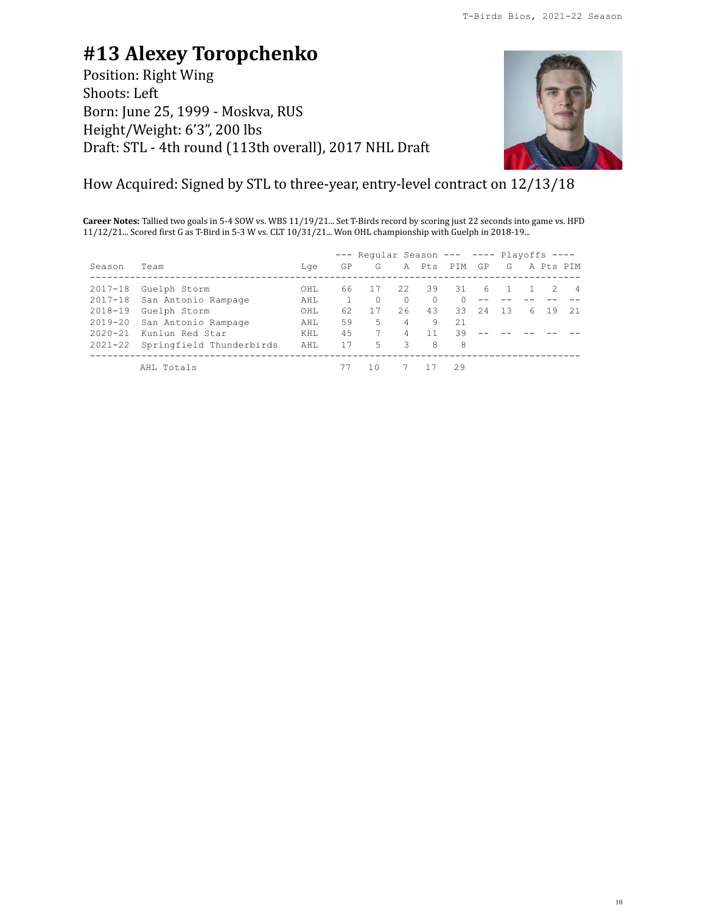# #13 Alexey Toropchenko

Position: Right Wing
Shoots: Left
Born: June 25, 1999 - Moskva, RUS
Height/Weight: 6’3”, 200 lbs
Draft: STL - 4th round (113th overall), 2017 NHL Draft

How Acquired: Signed by STL to three-year, entry-level contract on 12/13/18

**Career Notes:** Tallied two goals in 5-4 SOW vs. WBS 11/19/21... Set T-Birds record by scoring just 22 seconds into game vs. HFD 11/12/21... Scored first G as T-Bird in 5-3 W vs. CLT 10/31/21... Won OHL championship with Guelph in 2018-19...

| | | | Regular Season | | | | | Playoffs | | | | |
|---|---|---|---|---|---|---|---|---|---|---|---|---|
| Season | Team | Lge | GP | G | A | Pts | PIM | GP | G | A | Pts | PIM |
| 2017-18 | Guelph Storm | OHL | 66 | 17 | 22 | 39 | 31 | 6 | 1 | 1 | 2 | 4 |
| 2017-18 | San Antonio Rampage | AHL | 1 | 0 | 0 | 0 | 0 | -- | -- | -- | -- | -- |
| 2018-19 | Guelph Storm | OHL | 62 | 17 | 26 | 43 | 33 | 24 | 13 | 6 | 19 | 21 |
| 2019-20 | San Antonio Rampage | AHL | 59 | 5 | 4 | 9 | 21 | | | | | |
| 2020-21 | Kunlun Red Star | KHL | 45 | 7 | 4 | 11 | 39 | -- | -- | -- | -- | -- |
| 2021-22 | Springfield Thunderbirds | AHL | 17 | 5 | 3 | 8 | 8 | | | | | |
| | AHL Totals | | 77 | 10 | 7 | 17 | 29 | | | | | |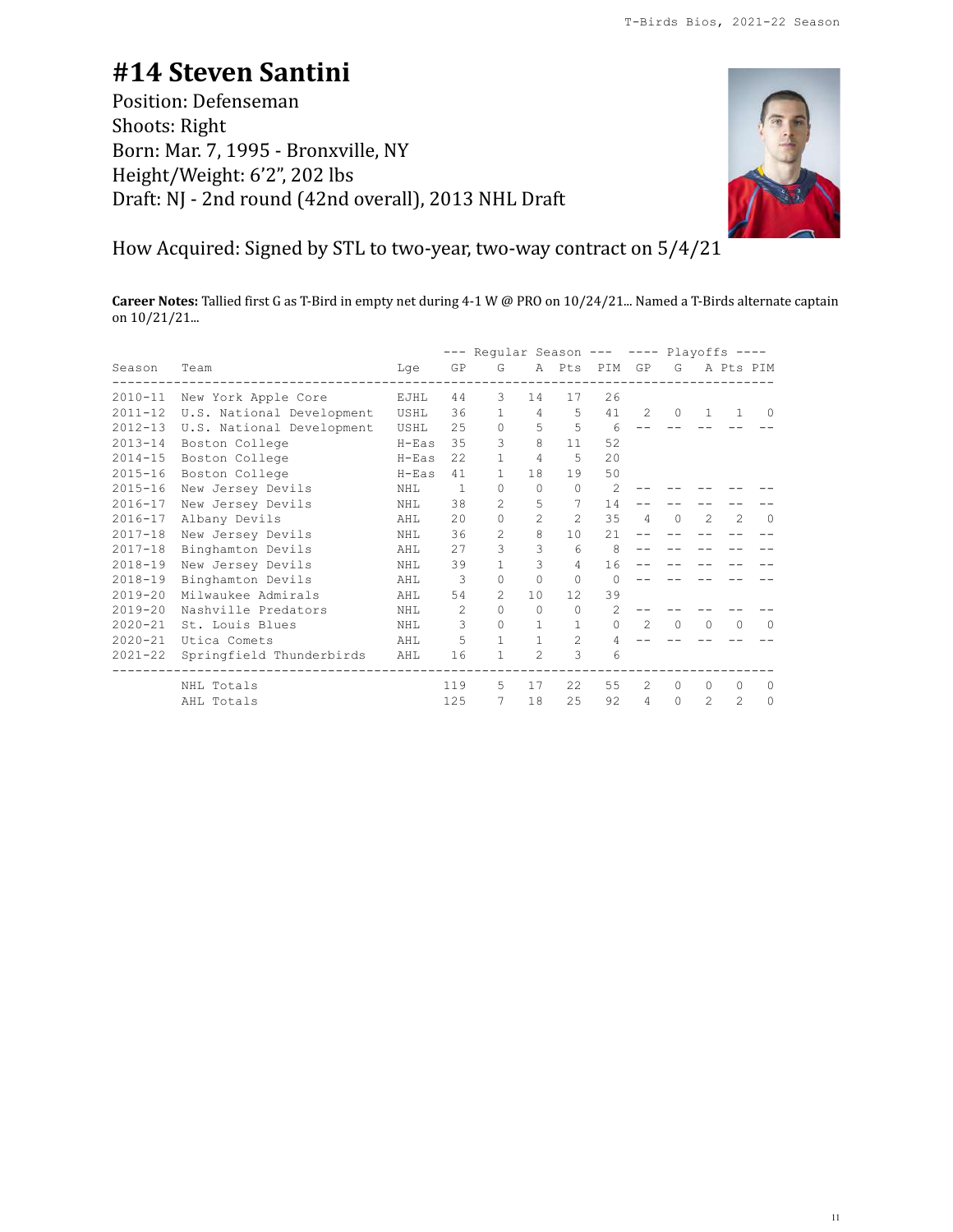# #14 Steven Santini

Position: Defenseman
Shoots: Right
Born: Mar. 7, 1995 - Bronxville, NY
Height/Weight: 6'2", 202 lbs
Draft: NJ - 2nd round (42nd overall), 2013 NHL Draft

How Acquired: Signed by STL to two-year, two-way contract on 5/4/21

**Career Notes:** Tallied first G as T-Bird in empty net during 4-1 W @ PRO on 10/24/21... Named a T-Birds alternate captain on 10/21/21...

| | | | --- Regular Season --- | | | | | ---- Playoffs ---- | | | | |
|---|---|---|---|---|---|---|---|---|---|---|---|---|
| Season | Team | Lge | GP | G | A | Pts | PIM | GP | G | A | Pts | PIM |
| 2010-11 | New York Apple Core | EJHL | 44 | 3 | 14 | 17 | 26 | | | | | |
| 2011-12 | U.S. National Development | USHL | 36 | 1 | 4 | 5 | 41 | 2 | 0 | 1 | 1 | 0 |
| 2012-13 | U.S. National Development | USHL | 25 | 0 | 5 | 5 | 6 | -- | -- | -- | -- | -- |
| 2013-14 | Boston College | H-Eas | 35 | 3 | 8 | 11 | 52 | | | | | |
| 2014-15 | Boston College | H-Eas | 22 | 1 | 4 | 5 | 20 | | | | | |
| 2015-16 | Boston College | H-Eas | 41 | 1 | 18 | 19 | 50 | | | | | |
| 2015-16 | New Jersey Devils | NHL | 1 | 0 | 0 | 0 | 2 | -- | -- | -- | -- | -- |
| 2016-17 | New Jersey Devils | NHL | 38 | 2 | 5 | 7 | 14 | -- | -- | -- | -- | -- |
| 2016-17 | Albany Devils | AHL | 20 | 0 | 2 | 2 | 35 | 4 | 0 | 2 | 2 | 0 |
| 2017-18 | New Jersey Devils | NHL | 36 | 2 | 8 | 10 | 21 | -- | -- | -- | -- | -- |
| 2017-18 | Binghamton Devils | AHL | 27 | 3 | 3 | 6 | 8 | -- | -- | -- | -- | -- |
| 2018-19 | New Jersey Devils | NHL | 39 | 1 | 3 | 4 | 16 | -- | -- | -- | -- | -- |
| 2018-19 | Binghamton Devils | AHL | 3 | 0 | 0 | 0 | 0 | -- | -- | -- | -- | -- |
| 2019-20 | Milwaukee Admirals | AHL | 54 | 2 | 10 | 12 | 39 | | | | | |
| 2019-20 | Nashville Predators | NHL | 2 | 0 | 0 | 0 | 2 | -- | -- | -- | -- | -- |
| 2020-21 | St. Louis Blues | NHL | 3 | 0 | 1 | 1 | 0 | 2 | 0 | 0 | 0 | 0 |
| 2020-21 | Utica Comets | AHL | 5 | 1 | 1 | 2 | 4 | -- | -- | -- | -- | -- |
| 2021-22 | Springfield Thunderbirds | AHL | 16 | 1 | 2 | 3 | 6 | | | | | |
| | NHL Totals | | 119 | 5 | 17 | 22 | 55 | 2 | 0 | 0 | 0 | 0 |
| | AHL Totals | | 125 | 7 | 18 | 25 | 92 | 4 | 0 | 2 | 2 | 0 |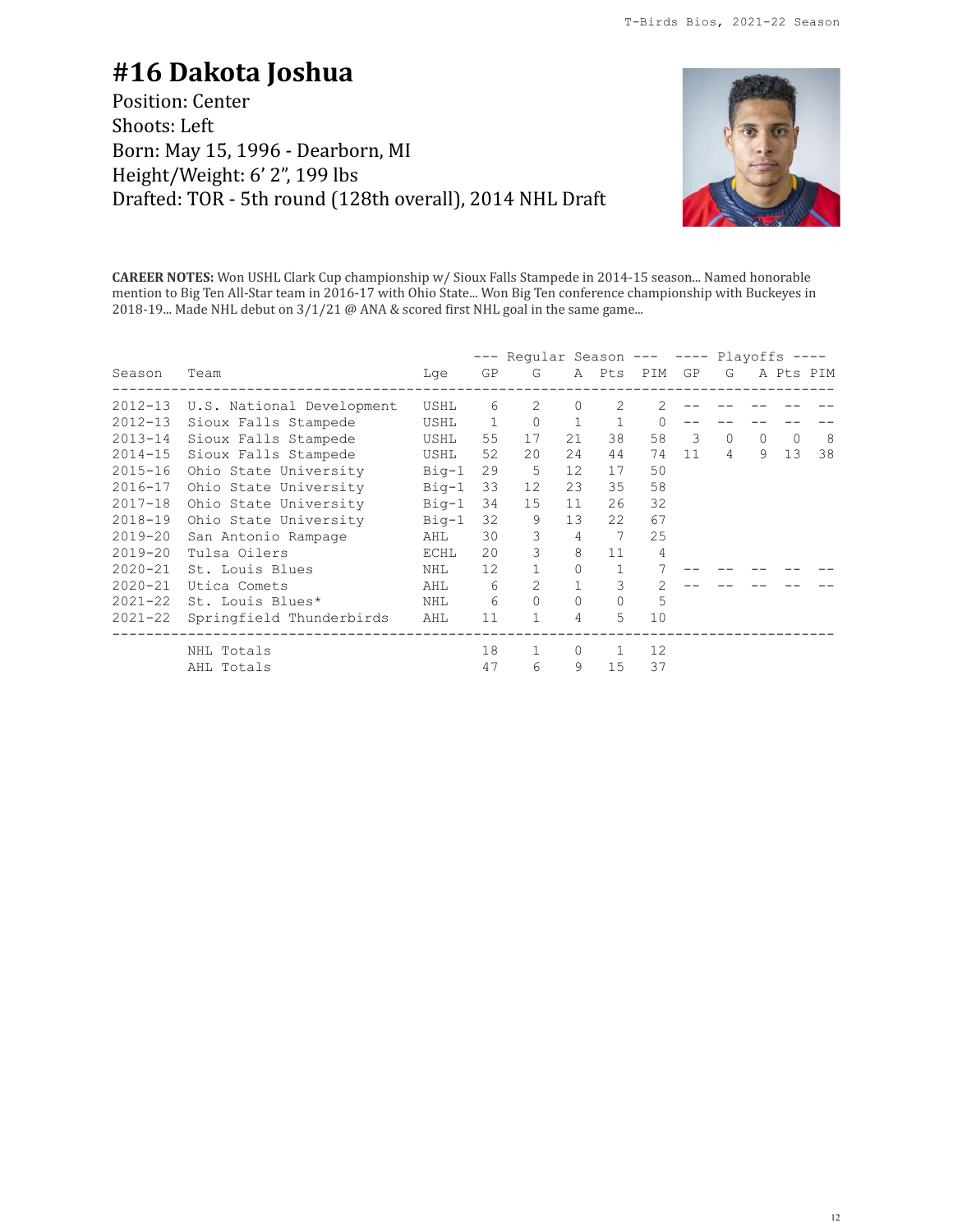# #16 Dakota Joshua

Position: Center
Shoots: Left
Born: May 15, 1996 - Dearborn, MI
Height/Weight: 6' 2", 199 lbs
Drafted: TOR - 5th round (128th overall), 2014 NHL Draft

**CAREER NOTES:** Won USHL Clark Cup championship w/ Sioux Falls Stampede in 2014-15 season... Named honorable mention to Big Ten All-Star team in 2016-17 with Ohio State... Won Big Ten conference championship with Buckeyes in 2018-19... Made NHL debut on 3/1/21 @ ANA & scored first NHL goal in the same game...

| | | | --- Regular Season --- | | | | | ---- Playoffs ---- | | | | |
|---|---|---|---|---|---|---|---|---|---|---|---|---|
| Season | Team | Lge | GP | G | A | Pts | PIM | GP | G | A | Pts | PIM |
| 2012-13 | U.S. National Development | USHL | 6 | 2 | 0 | 2 | 2 | -- | -- | -- | -- | -- |
| 2012-13 | Sioux Falls Stampede | USHL | 1 | 0 | 1 | 1 | 0 | -- | -- | -- | -- | -- |
| 2013-14 | Sioux Falls Stampede | USHL | 55 | 17 | 21 | 38 | 58 | 3 | 0 | 0 | 0 | 8 |
| 2014-15 | Sioux Falls Stampede | USHL | 52 | 20 | 24 | 44 | 74 | 11 | 4 | 9 | 13 | 38 |
| 2015-16 | Ohio State University | Big-1 | 29 | 5 | 12 | 17 | 50 | | | | | |
| 2016-17 | Ohio State University | Big-1 | 33 | 12 | 23 | 35 | 58 | | | | | |
| 2017-18 | Ohio State University | Big-1 | 34 | 15 | 11 | 26 | 32 | | | | | |
| 2018-19 | Ohio State University | Big-1 | 32 | 9 | 13 | 22 | 67 | | | | | |
| 2019-20 | San Antonio Rampage | AHL | 30 | 3 | 4 | 7 | 25 | | | | | |
| 2019-20 | Tulsa Oilers | ECHL | 20 | 3 | 8 | 11 | 4 | | | | | |
| 2020-21 | St. Louis Blues | NHL | 12 | 1 | 0 | 1 | 7 | -- | -- | -- | -- | -- |
| 2020-21 | Utica Comets | AHL | 6 | 2 | 1 | 3 | 2 | -- | -- | -- | -- | -- |
| 2021-22 | St. Louis Blues* | NHL | 6 | 0 | 0 | 0 | 5 | | | | | |
| 2021-22 | Springfield Thunderbirds | AHL | 11 | 1 | 4 | 5 | 10 | | | | | |
| | NHL Totals | | 18 | 1 | 0 | 1 | 12 | | | | | |
| | AHL Totals | | 47 | 6 | 9 | 15 | 37 | | | | | |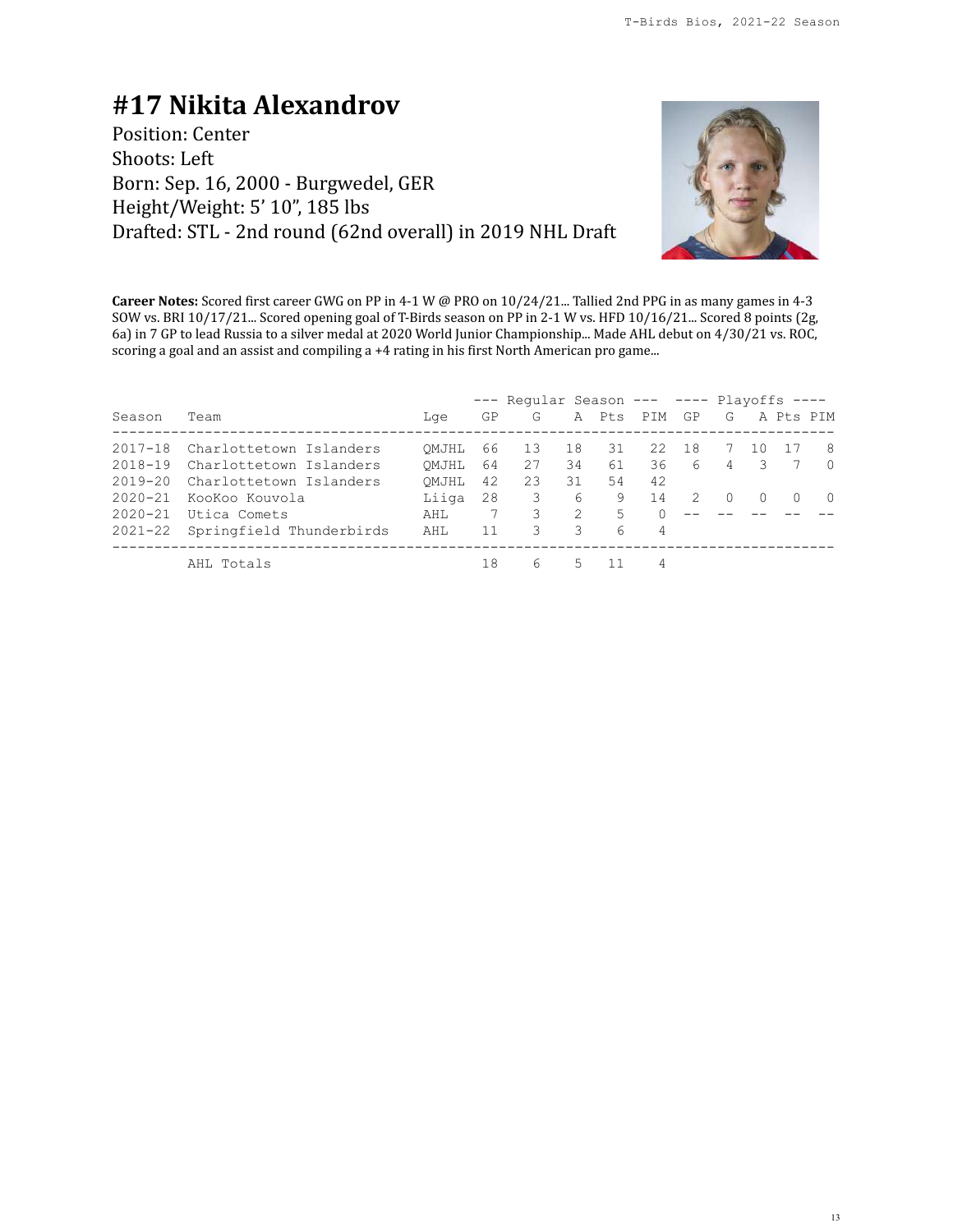# #17 Nikita Alexandrov

Position: Center
Shoots: Left
Born: Sep. 16, 2000 - Burgwedel, GER
Height/Weight: 5' 10", 185 lbs
Drafted: STL - 2nd round (62nd overall) in 2019 NHL Draft

**Career Notes:** Scored first career GWG on PP in 4-1 W @ PRO on 10/24/21... Tallied 2nd PPG in as many games in 4-3 SOW vs. BRI 10/17/21... Scored opening goal of T-Birds season on PP in 2-1 W vs. HFD 10/16/21... Scored 8 points (2g, 6a) in 7 GP to lead Russia to a silver medal at 2020 World Junior Championship... Made AHL debut on 4/30/21 vs. ROC, scoring a goal and an assist and compiling a +4 rating in his first North American pro game...

| | | | Regular Season | | | | | Playoffs | | | | |
|---|---|---|---|---|---|---|---|---|---|---|---|---|
| Season | Team | Lge | GP | G | A | Pts | PIM | GP | G | A | Pts | PIM |
| 2017-18 | Charlottetown Islanders | QMJHL | 66 | 13 | 18 | 31 | 22 | 18 | 7 | 10 | 17 | 8 |
| 2018-19 | Charlottetown Islanders | QMJHL | 64 | 27 | 34 | 61 | 36 | 6 | 4 | 3 | 7 | 0 |
| 2019-20 | Charlottetown Islanders | QMJHL | 42 | 23 | 31 | 54 | 42 | | | | | |
| 2020-21 | KooKoo Kouvola | Liiga | 28 | 3 | 6 | 9 | 14 | 2 | 0 | 0 | 0 | 0 |
| 2020-21 | Utica Comets | AHL | 7 | 3 | 2 | 5 | 0 | -- | -- | -- | -- | -- |
| 2021-22 | Springfield Thunderbirds | AHL | 11 | 3 | 3 | 6 | 4 | | | | | |
| | AHL Totals | | 18 | 6 | 5 | 11 | 4 | | | | | |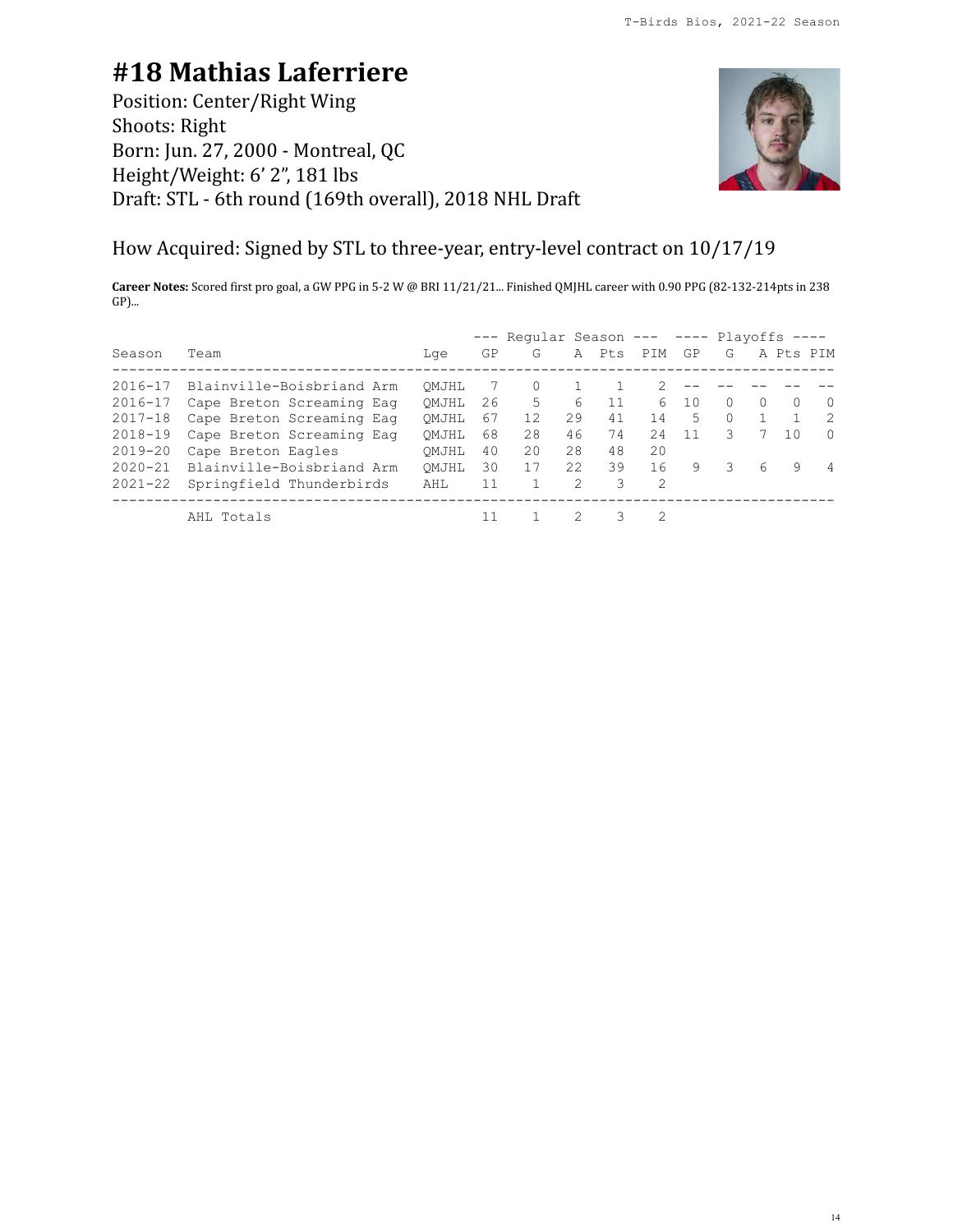# #18 Mathias Laferriere

Position: Center/Right Wing
Shoots: Right
Born: Jun. 27, 2000 - Montreal, QC
Height/Weight: 6' 2", 181 lbs
Draft: STL - 6th round (169th overall), 2018 NHL Draft

How Acquired: Signed by STL to three-year, entry-level contract on 10/17/19

**Career Notes:** Scored first pro goal, a GW PPG in 5-2 W @ BRI 11/21/21... Finished QMJHL career with 0.90 PPG (82-132-214pts in 238 GP)...

| | | | Regular Season | | | | | Playoffs | | | | |
|---|---|---|---|---|---|---|---|---|---|---|---|---|
| Season | Team | Lge | GP | G | A | Pts | PIM | GP | G | A | Pts | PIM |
| 2016-17 | Blainville-Boisbriand Arm | QMJHL | 7 | 0 | 1 | 1 | 2 | -- | -- | -- | -- | -- |
| 2016-17 | Cape Breton Screaming Eag | QMJHL | 26 | 5 | 6 | 11 | 6 | 10 | 0 | 0 | 0 | 0 |
| 2017-18 | Cape Breton Screaming Eag | QMJHL | 67 | 12 | 29 | 41 | 14 | 5 | 0 | 1 | 1 | 2 |
| 2018-19 | Cape Breton Screaming Eag | QMJHL | 68 | 28 | 46 | 74 | 24 | 11 | 3 | 7 | 10 | 0 |
| 2019-20 | Cape Breton Eagles | QMJHL | 40 | 20 | 28 | 48 | 20 | | | | | |
| 2020-21 | Blainville-Boisbriand Arm | QMJHL | 30 | 17 | 22 | 39 | 16 | 9 | 3 | 6 | 9 | 4 |
| 2021-22 | Springfield Thunderbirds | AHL | 11 | 1 | 2 | 3 | 2 | | | | | |
| | AHL Totals | | 11 | 1 | 2 | 3 | 2 | | | | | |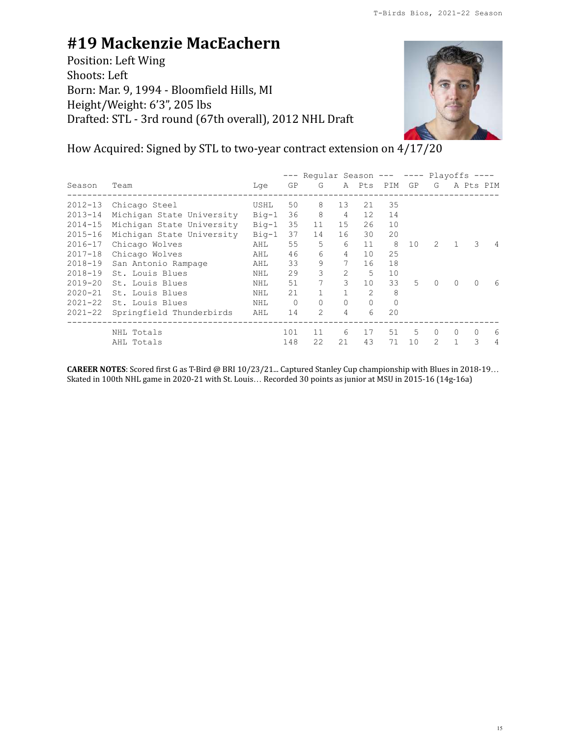# #19 Mackenzie MacEachern

Position: Left Wing
Shoots: Left
Born: Mar. 9, 1994 - Bloomfield Hills, MI
Height/Weight: 6'3", 205 lbs
Drafted: STL - 3rd round (67th overall), 2012 NHL Draft

How Acquired: Signed by STL to two-year contract extension on 4/17/20

| | | | Regular Season | | | | | Playoffs | | | | |
|---|---|---|---|---|---|---|---|---|---|---|---|---|
| Season | Team | Lge | GP | G | A | Pts | PIM | GP | G | A | Pts | PIM |
| 2012-13 | Chicago Steel | USHL | 50 | 8 | 13 | 21 | 35 | | | | | |
| 2013-14 | Michigan State University | Big-1 | 36 | 8 | 4 | 12 | 14 | | | | | |
| 2014-15 | Michigan State University | Big-1 | 35 | 11 | 15 | 26 | 10 | | | | | |
| 2015-16 | Michigan State University | Big-1 | 37 | 14 | 16 | 30 | 20 | | | | | |
| 2016-17 | Chicago Wolves | AHL | 55 | 5 | 6 | 11 | 8 | 10 | 2 | 1 | 3 | 4 |
| 2017-18 | Chicago Wolves | AHL | 46 | 6 | 4 | 10 | 25 | | | | | |
| 2018-19 | San Antonio Rampage | AHL | 33 | 9 | 7 | 16 | 18 | | | | | |
| 2018-19 | St. Louis Blues | NHL | 29 | 3 | 2 | 5 | 10 | | | | | |
| 2019-20 | St. Louis Blues | NHL | 51 | 7 | 3 | 10 | 33 | 5 | 0 | 0 | 0 | 6 |
| 2020-21 | St. Louis Blues | NHL | 21 | 1 | 1 | 2 | 8 | | | | | |
| 2021-22 | St. Louis Blues | NHL | 0 | 0 | 0 | 0 | 0 | | | | | |
| 2021-22 | Springfield Thunderbirds | AHL | 14 | 2 | 4 | 6 | 20 | | | | | |
| | NHL Totals | | 101 | 11 | 6 | 17 | 51 | 5 | 0 | 0 | 0 | 6 |
| | AHL Totals | | 148 | 22 | 21 | 43 | 71 | 10 | 2 | 1 | 3 | 4 |

**CAREER NOTES**: Scored first G as T-Bird @ BRI 10/23/21... Captured Stanley Cup championship with Blues in 2018-19… Skated in 100th NHL game in 2020-21 with St. Louis… Recorded 30 points as junior at MSU in 2015-16 (14g-16a)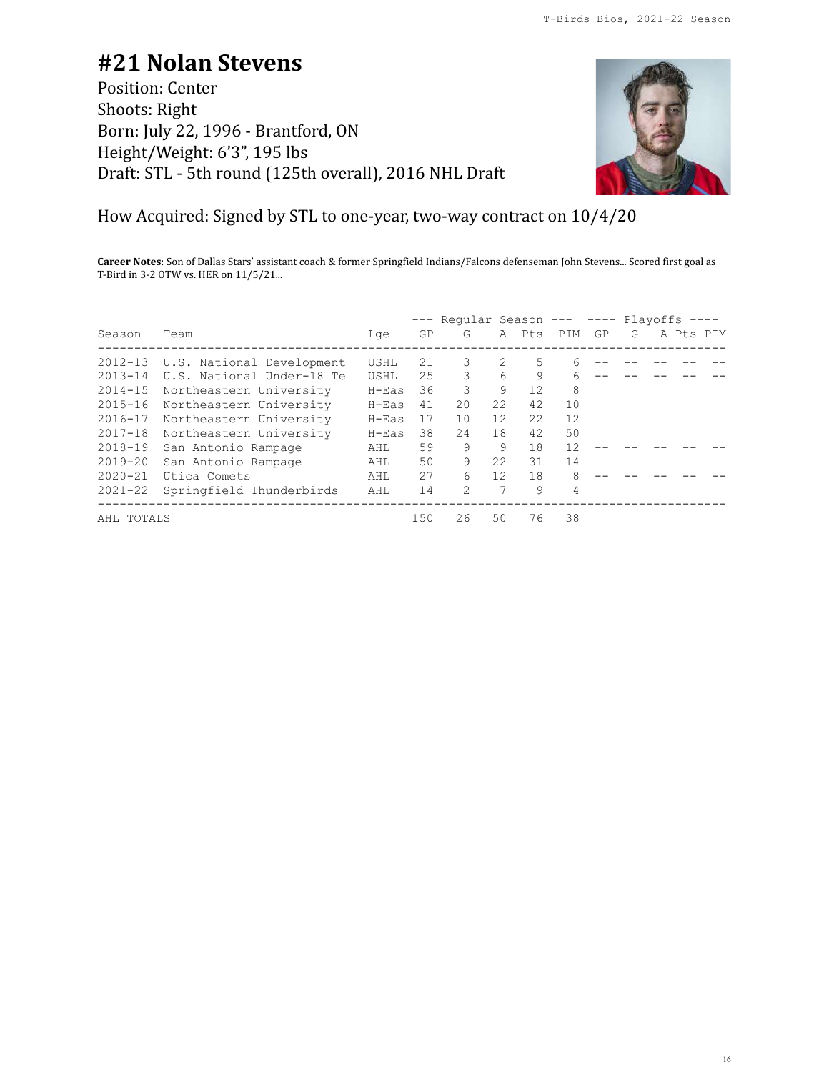# #21 Nolan Stevens

Position: Center
Shoots: Right
Born: July 22, 1996 - Brantford, ON
Height/Weight: 6'3", 195 lbs
Draft: STL - 5th round (125th overall), 2016 NHL Draft

How Acquired: Signed by STL to one-year, two-way contract on 10/4/20

**Career Notes**: Son of Dallas Stars' assistant coach & former Springfield Indians/Falcons defenseman John Stevens... Scored first goal as T-Bird in 3-2 OTW vs. HER on 11/5/21...

| | | | --- Regular Season --- | | | | | ---- Playoffs ---- | | | | |
|---|---|---|---|---|---|---|---|---|---|---|---|---|
| Season | Team | Lge | GP | G | A | Pts | PIM | GP | G | A | Pts | PIM |
| 2012-13 | U.S. National Development | USHL | 21 | 3 | 2 | 5 | 6 | -- | -- | -- | -- | -- |
| 2013-14 | U.S. National Under-18 Te | USHL | 25 | 3 | 6 | 9 | 6 | -- | -- | -- | -- | -- |
| 2014-15 | Northeastern University | H-Eas | 36 | 3 | 9 | 12 | 8 | | | | | |
| 2015-16 | Northeastern University | H-Eas | 41 | 20 | 22 | 42 | 10 | | | | | |
| 2016-17 | Northeastern University | H-Eas | 17 | 10 | 12 | 22 | 12 | | | | | |
| 2017-18 | Northeastern University | H-Eas | 38 | 24 | 18 | 42 | 50 | | | | | |
| 2018-19 | San Antonio Rampage | AHL | 59 | 9 | 9 | 18 | 12 | -- | -- | -- | -- | -- |
| 2019-20 | San Antonio Rampage | AHL | 50 | 9 | 22 | 31 | 14 | | | | | |
| 2020-21 | Utica Comets | AHL | 27 | 6 | 12 | 18 | 8 | -- | -- | -- | -- | -- |
| 2021-22 | Springfield Thunderbirds | AHL | 14 | 2 | 7 | 9 | 4 | | | | | |
| AHL TOTALS | | | 150 | 26 | 50 | 76 | 38 | | | | | |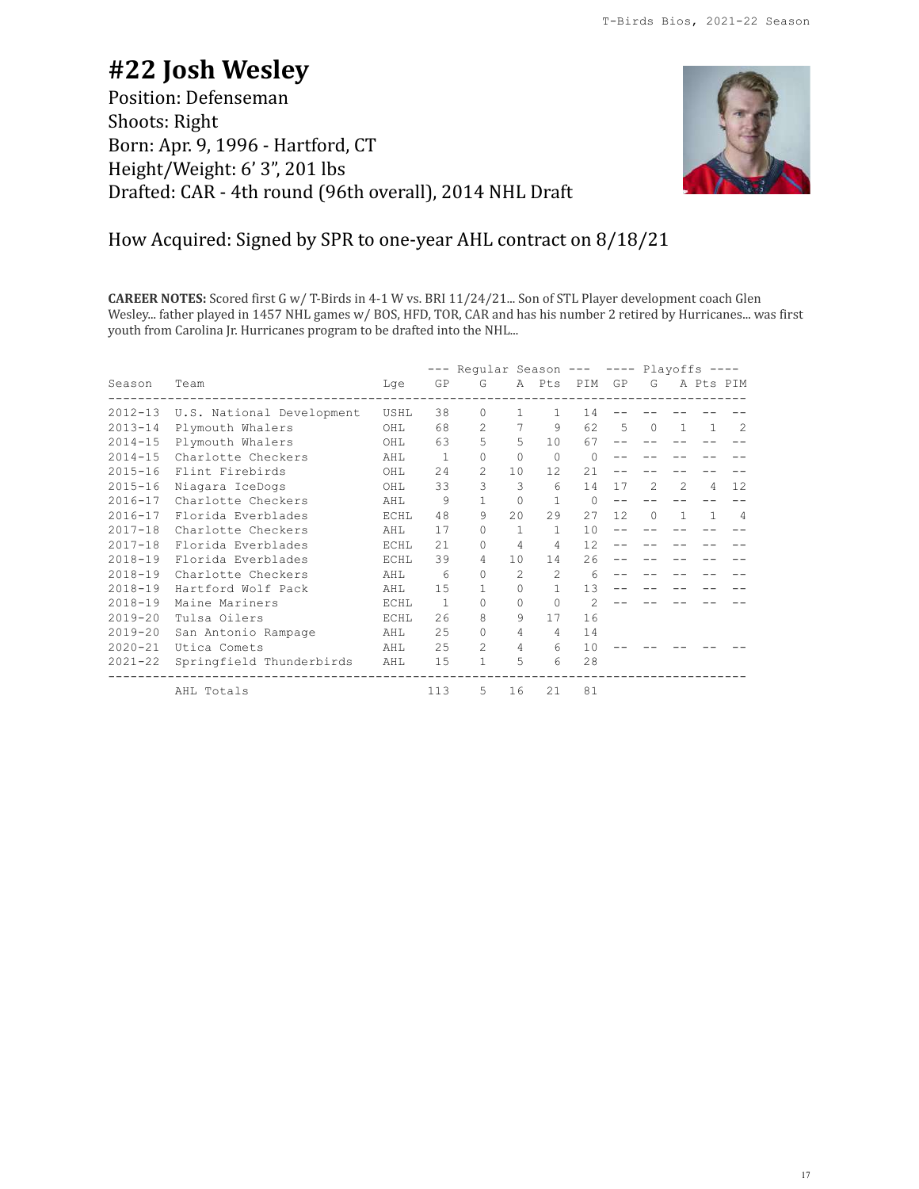# #22 Josh Wesley

Position: Defenseman
Shoots: Right
Born: Apr. 9, 1996 - Hartford, CT
Height/Weight: 6' 3", 201 lbs
Drafted: CAR - 4th round (96th overall), 2014 NHL Draft

How Acquired: Signed by SPR to one-year AHL contract on 8/18/21

**CAREER NOTES:** Scored first G w/ T-Birds in 4-1 W vs. BRI 11/24/21... Son of STL Player development coach Glen Wesley... father played in 1457 NHL games w/ BOS, HFD, TOR, CAR and has his number 2 retired by Hurricanes... was first youth from Carolina Jr. Hurricanes program to be drafted into the NHL...

| | | | --- Regular Season --- | | | | | ---- Playoffs ---- | | | | |
|---|---|---|---|---|---|---|---|---|---|---|---|---|
| Season | Team | Lge | GP | G | A | Pts | PIM | GP | G | A | Pts | PIM |
| 2012-13 | U.S. National Development | USHL | 38 | 0 | 1 | 1 | 14 | -- | -- | -- | -- | -- |
| 2013-14 | Plymouth Whalers | OHL | 68 | 2 | 7 | 9 | 62 | 5 | 0 | 1 | 1 | 2 |
| 2014-15 | Plymouth Whalers | OHL | 63 | 5 | 5 | 10 | 67 | -- | -- | -- | -- | -- |
| 2014-15 | Charlotte Checkers | AHL | 1 | 0 | 0 | 0 | 0 | -- | -- | -- | -- | -- |
| 2015-16 | Flint Firebirds | OHL | 24 | 2 | 10 | 12 | 21 | -- | -- | -- | -- | -- |
| 2015-16 | Niagara IceDogs | OHL | 33 | 3 | 3 | 6 | 14 | 17 | 2 | 2 | 4 | 12 |
| 2016-17 | Charlotte Checkers | AHL | 9 | 1 | 0 | 1 | 0 | -- | -- | -- | -- | -- |
| 2016-17 | Florida Everblades | ECHL | 48 | 9 | 20 | 29 | 27 | 12 | 0 | 1 | 1 | 4 |
| 2017-18 | Charlotte Checkers | AHL | 17 | 0 | 1 | 1 | 10 | -- | -- | -- | -- | -- |
| 2017-18 | Florida Everblades | ECHL | 21 | 0 | 4 | 4 | 12 | -- | -- | -- | -- | -- |
| 2018-19 | Florida Everblades | ECHL | 39 | 4 | 10 | 14 | 26 | -- | -- | -- | -- | -- |
| 2018-19 | Charlotte Checkers | AHL | 6 | 0 | 2 | 2 | 6 | -- | -- | -- | -- | -- |
| 2018-19 | Hartford Wolf Pack | AHL | 15 | 1 | 0 | 1 | 13 | -- | -- | -- | -- | -- |
| 2018-19 | Maine Mariners | ECHL | 1 | 0 | 0 | 0 | 2 | -- | -- | -- | -- | -- |
| 2019-20 | Tulsa Oilers | ECHL | 26 | 8 | 9 | 17 | 16 | | | | | |
| 2019-20 | San Antonio Rampage | AHL | 25 | 0 | 4 | 4 | 14 | | | | | |
| 2020-21 | Utica Comets | AHL | 25 | 2 | 4 | 6 | 10 | -- | -- | -- | -- | -- |
| 2021-22 | Springfield Thunderbirds | AHL | 15 | 1 | 5 | 6 | 28 | | | | | |
| | AHL Totals | | 113 | 5 | 16 | 21 | 81 | | | | | |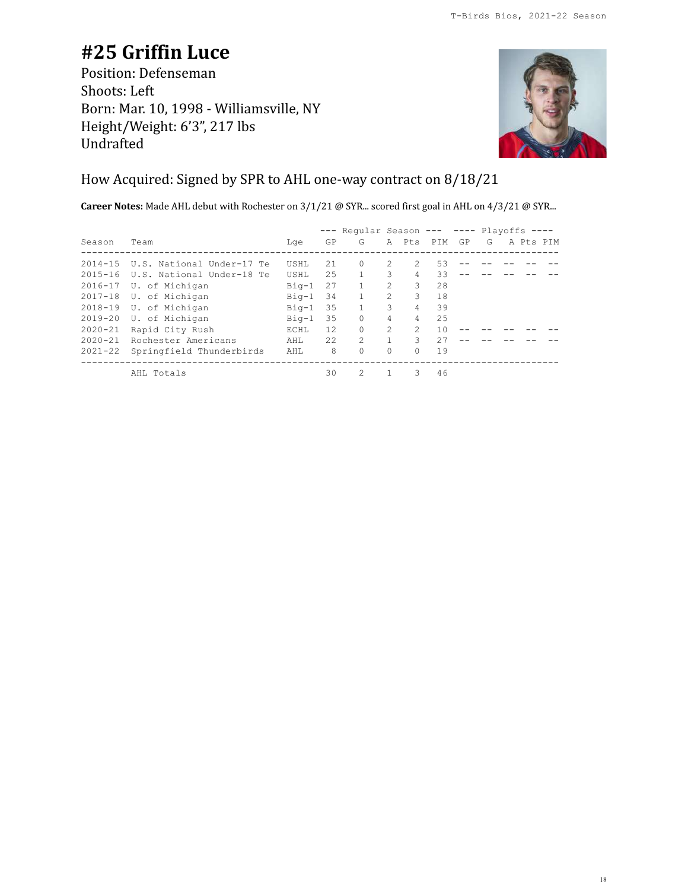# #25 Griffin Luce

Position: Defenseman
Shoots: Left
Born: Mar. 10, 1998 - Williamsville, NY
Height/Weight: 6'3", 217 lbs
Undrafted

## How Acquired: Signed by SPR to AHL one-way contract on 8/18/21

**Career Notes:** Made AHL debut with Rochester on 3/1/21 @ SYR... scored first goal in AHL on 4/3/21 @ SYR...

| | | | Regular Season | | | | | Playoffs | | | | |
|---|---|---|---|---|---|---|---|---|---|---|---|---|
| Season | Team | Lge | GP | G | A | Pts | PIM | GP | G | A | Pts | PIM |
| 2014-15 | U.S. National Under-17 Te | USHL | 21 | 0 | 2 | 2 | 53 | -- | -- | -- | -- | -- |
| 2015-16 | U.S. National Under-18 Te | USHL | 25 | 1 | 3 | 4 | 33 | -- | -- | -- | -- | -- |
| 2016-17 | U. of Michigan | Big-1 | 27 | 1 | 2 | 3 | 28 | | | | | |
| 2017-18 | U. of Michigan | Big-1 | 34 | 1 | 2 | 3 | 18 | | | | | |
| 2018-19 | U. of Michigan | Big-1 | 35 | 1 | 3 | 4 | 39 | | | | | |
| 2019-20 | U. of Michigan | Big-1 | 35 | 0 | 4 | 4 | 25 | | | | | |
| 2020-21 | Rapid City Rush | ECHL | 12 | 0 | 2 | 2 | 10 | -- | -- | -- | -- | -- |
| 2020-21 | Rochester Americans | AHL | 22 | 2 | 1 | 3 | 27 | -- | -- | -- | -- | -- |
| 2021-22 | Springfield Thunderbirds | AHL | 8 | 0 | 0 | 0 | 19 | | | | | |
| | AHL Totals | | 30 | 2 | 1 | 3 | 46 | | | | | |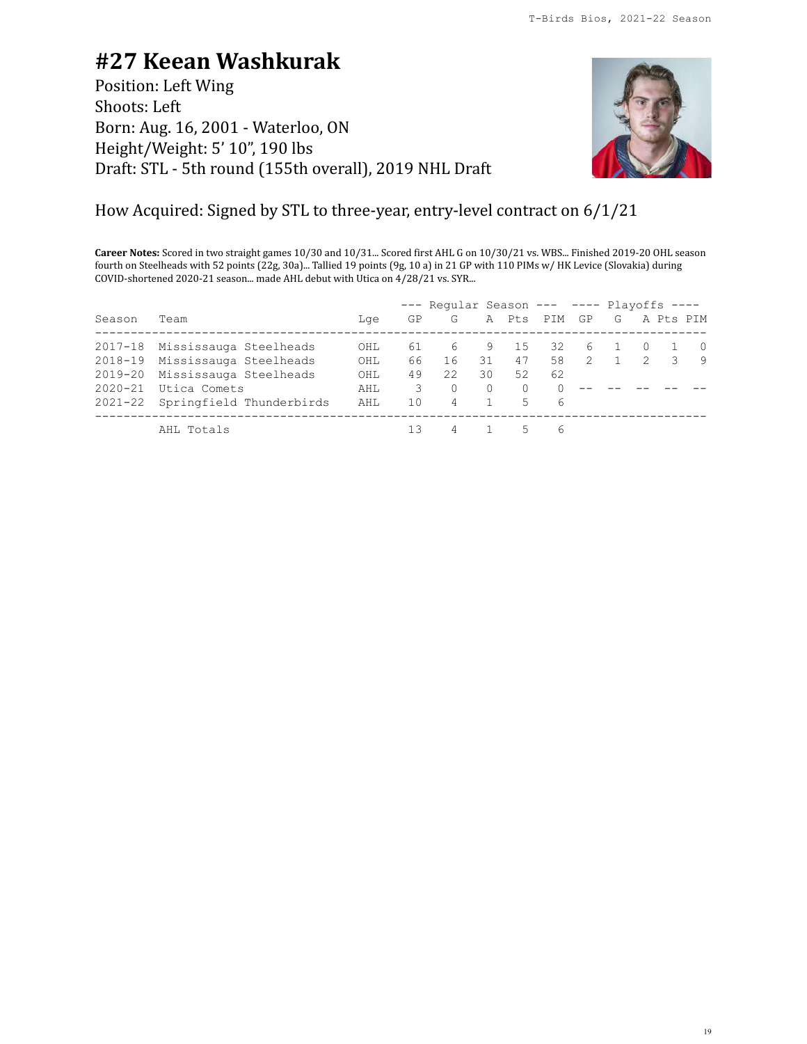# #27 Keean Washkurak

Position: Left Wing
Shoots: Left
Born: Aug. 16, 2001 - Waterloo, ON
Height/Weight: 5' 10", 190 lbs
Draft: STL - 5th round (155th overall), 2019 NHL Draft

How Acquired: Signed by STL to three-year, entry-level contract on 6/1/21

**Career Notes:** Scored in two straight games 10/30 and 10/31... Scored first AHL G on 10/30/21 vs. WBS... Finished 2019-20 OHL season fourth on Steelheads with 52 points (22g, 30a)... Tallied 19 points (9g, 10 a) in 21 GP with 110 PIMs w/ HK Levice (Slovakia) during COVID-shortened 2020-21 season... made AHL debut with Utica on 4/28/21 vs. SYR...

| | | | Regular Season | | | | | Playoffs | | | | |
|---|---|---|---|---|---|---|---|---|---|---|---|---|
| Season | Team | Lge | GP | G | A | Pts | PIM | GP | G | A | Pts | PIM |
| 2017-18 | Mississauga Steelheads | OHL | 61 | 6 | 9 | 15 | 32 | 6 | 1 | 0 | 1 | 0 |
| 2018-19 | Mississauga Steelheads | OHL | 66 | 16 | 31 | 47 | 58 | 2 | 1 | 2 | 3 | 9 |
| 2019-20 | Mississauga Steelheads | OHL | 49 | 22 | 30 | 52 | 62 | | | | | |
| 2020-21 | Utica Comets | AHL | 3 | 0 | 0 | 0 | 0 | -- | -- | -- | -- | -- |
| 2021-22 | Springfield Thunderbirds | AHL | 10 | 4 | 1 | 5 | 6 | | | | | |
| | AHL Totals | | 13 | 4 | 1 | 5 | 6 | | | | | |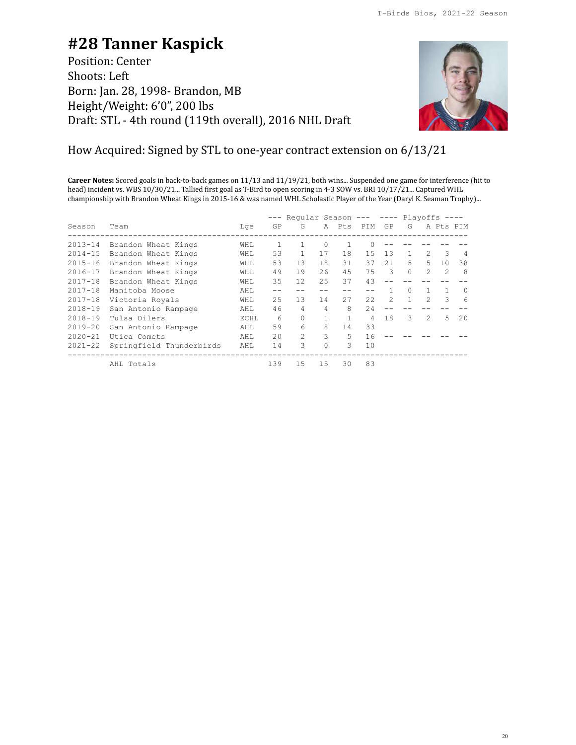# #28 Tanner Kaspick

Position: Center
Shoots: Left
Born: Jan. 28, 1998- Brandon, MB
Height/Weight: 6'0", 200 lbs
Draft: STL - 4th round (119th overall), 2016 NHL Draft

How Acquired: Signed by STL to one-year contract extension on 6/13/21

**Career Notes:** Scored goals in back-to-back games on 11/13 and 11/19/21, both wins... Suspended one game for interference (hit to head) incident vs. WBS 10/30/21... Tallied first goal as T-Bird to open scoring in 4-3 SOW vs. BRI 10/17/21... Captured WHL championship with Brandon Wheat Kings in 2015-16 & was named WHL Scholastic Player of the Year (Daryl K. Seaman Trophy)...

| | | | Regular Season | | | | | Playoffs | | | | |
|---|---|---|---|---|---|---|---|---|---|---|---|---|
| Season | Team | Lge | GP | G | A | Pts | PIM | GP | G | A | Pts | PIM |
| 2013-14 | Brandon Wheat Kings | WHL | 1 | 1 | 0 | 1 | 0 | -- | -- | -- | -- | -- |
| 2014-15 | Brandon Wheat Kings | WHL | 53 | 1 | 17 | 18 | 15 | 13 | 1 | 2 | 3 | 4 |
| 2015-16 | Brandon Wheat Kings | WHL | 53 | 13 | 18 | 31 | 37 | 21 | 5 | 5 | 10 | 38 |
| 2016-17 | Brandon Wheat Kings | WHL | 49 | 19 | 26 | 45 | 75 | 3 | 0 | 2 | 2 | 8 |
| 2017-18 | Brandon Wheat Kings | WHL | 35 | 12 | 25 | 37 | 43 | -- | -- | -- | -- | -- |
| 2017-18 | Manitoba Moose | AHL | -- | -- | -- | -- | -- | 1 | 0 | 1 | 1 | 0 |
| 2017-18 | Victoria Royals | WHL | 25 | 13 | 14 | 27 | 22 | 2 | 1 | 2 | 3 | 6 |
| 2018-19 | San Antonio Rampage | AHL | 46 | 4 | 4 | 8 | 24 | -- | -- | -- | -- | -- |
| 2018-19 | Tulsa Oilers | ECHL | 6 | 0 | 1 | 1 | 4 | 18 | 3 | 2 | 5 | 20 |
| 2019-20 | San Antonio Rampage | AHL | 59 | 6 | 8 | 14 | 33 | | | | | |
| 2020-21 | Utica Comets | AHL | 20 | 2 | 3 | 5 | 16 | -- | -- | -- | -- | -- |
| 2021-22 | Springfield Thunderbirds | AHL | 14 | 3 | 0 | 3 | 10 | | | | | |
| | AHL Totals | | 139 | 15 | 15 | 30 | 83 | | | | | |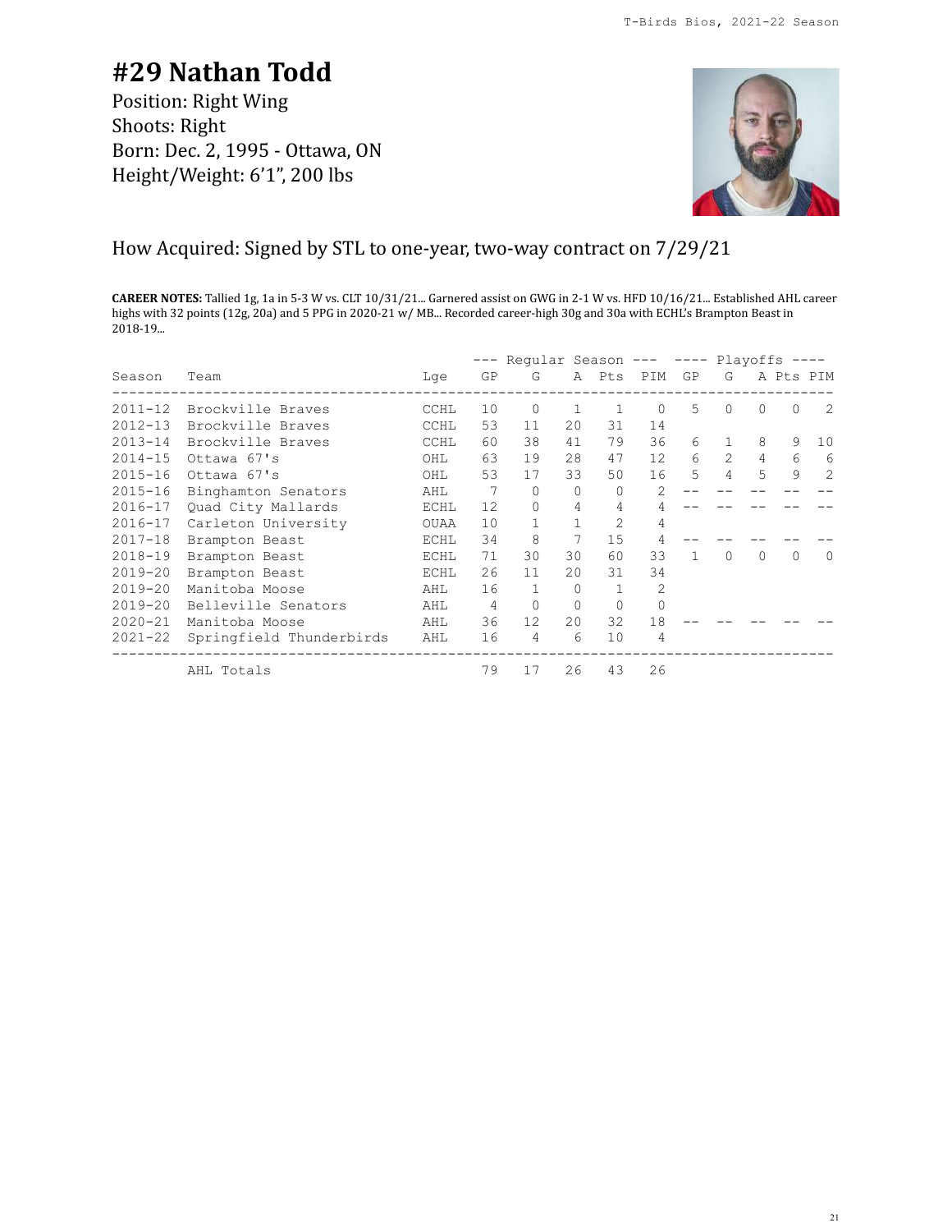# #29 Nathan Todd

Position: Right Wing
Shoots: Right
Born: Dec. 2, 1995 - Ottawa, ON
Height/Weight: 6'1", 200 lbs

## How Acquired: Signed by STL to one-year, two-way contract on 7/29/21

**CAREER NOTES:** Tallied 1g, 1a in 5-3 W vs. CLT 10/31/21... Garnered assist on GWG in 2-1 W vs. HFD 10/16/21... Established AHL career highs with 32 points (12g, 20a) and 5 PPG in 2020-21 w/ MB... Recorded career-high 30g and 30a with ECHL's Brampton Beast in 2018-19...

| | | | --- Regular Season --- | | | | | ---- Playoffs ---- | | | | |
|---|---|---|---|---|---|---|---|---|---|---|---|---|
| Season | Team | Lge | GP | G | A | Pts | PIM | GP | G | A | Pts | PIM |
| 2011-12 | Brockville Braves | CCHL | 10 | 0 | 1 | 1 | 0 | 5 | 0 | 0 | 0 | 2 |
| 2012-13 | Brockville Braves | CCHL | 53 | 11 | 20 | 31 | 14 | | | | | |
| 2013-14 | Brockville Braves | CCHL | 60 | 38 | 41 | 79 | 36 | 6 | 1 | 8 | 9 | 10 |
| 2014-15 | Ottawa 67's | OHL | 63 | 19 | 28 | 47 | 12 | 6 | 2 | 4 | 6 | 6 |
| 2015-16 | Ottawa 67's | OHL | 53 | 17 | 33 | 50 | 16 | 5 | 4 | 5 | 9 | 2 |
| 2015-16 | Binghamton Senators | AHL | 7 | 0 | 0 | 0 | 2 | -- | -- | -- | -- | -- |
| 2016-17 | Quad City Mallards | ECHL | 12 | 0 | 4 | 4 | 4 | -- | -- | -- | -- | -- |
| 2016-17 | Carleton University | OUAA | 10 | 1 | 1 | 2 | 4 | | | | | |
| 2017-18 | Brampton Beast | ECHL | 34 | 8 | 7 | 15 | 4 | -- | -- | -- | -- | -- |
| 2018-19 | Brampton Beast | ECHL | 71 | 30 | 30 | 60 | 33 | 1 | 0 | 0 | 0 | 0 |
| 2019-20 | Brampton Beast | ECHL | 26 | 11 | 20 | 31 | 34 | | | | | |
| 2019-20 | Manitoba Moose | AHL | 16 | 1 | 0 | 1 | 2 | | | | | |
| 2019-20 | Belleville Senators | AHL | 4 | 0 | 0 | 0 | 0 | | | | | |
| 2020-21 | Manitoba Moose | AHL | 36 | 12 | 20 | 32 | 18 | -- | -- | -- | -- | -- |
| 2021-22 | Springfield Thunderbirds | AHL | 16 | 4 | 6 | 10 | 4 | | | | | |
| | AHL Totals | | 79 | 17 | 26 | 43 | 26 | | | | | |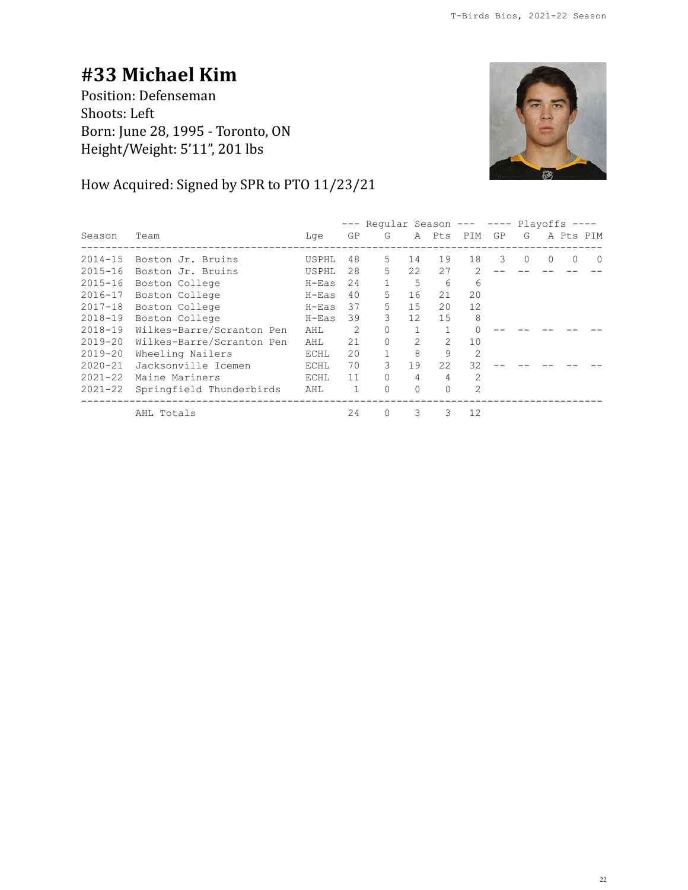# #33 Michael Kim

Position: Defenseman
Shoots: Left
Born: June 28, 1995 - Toronto, ON
Height/Weight: 5’11”, 201 lbs

How Acquired: Signed by SPR to PTO 11/23/21

| | | | Regular Season | | | | | Playoffs | | | | |
|---|---|---|---|---|---|---|---|---|---|---|---|---|
| Season | Team | Lge | GP | G | A | Pts | PIM | GP | G | A | Pts | PIM |
| 2014-15 | Boston Jr. Bruins | USPHL | 48 | 5 | 14 | 19 | 18 | 3 | 0 | 0 | 0 | 0 |
| 2015-16 | Boston Jr. Bruins | USPHL | 28 | 5 | 22 | 27 | 2 | -- | -- | -- | -- | -- |
| 2015-16 | Boston College | H-Eas | 24 | 1 | 5 | 6 | 6 | | | | | |
| 2016-17 | Boston College | H-Eas | 40 | 5 | 16 | 21 | 20 | | | | | |
| 2017-18 | Boston College | H-Eas | 37 | 5 | 15 | 20 | 12 | | | | | |
| 2018-19 | Boston College | H-Eas | 39 | 3 | 12 | 15 | 8 | | | | | |
| 2018-19 | Wilkes-Barre/Scranton Pen | AHL | 2 | 0 | 1 | 1 | 0 | -- | -- | -- | -- | -- |
| 2019-20 | Wilkes-Barre/Scranton Pen | AHL | 21 | 0 | 2 | 2 | 10 | | | | | |
| 2019-20 | Wheeling Nailers | ECHL | 20 | 1 | 8 | 9 | 2 | | | | | |
| 2020-21 | Jacksonville Icemen | ECHL | 70 | 3 | 19 | 22 | 32 | -- | -- | -- | -- | -- |
| 2021-22 | Maine Mariners | ECHL | 11 | 0 | 4 | 4 | 2 | | | | | |
| 2021-22 | Springfield Thunderbirds | AHL | 1 | 0 | 0 | 0 | 2 | | | | | |
| | AHL Totals | | 24 | 0 | 3 | 3 | 12 | | | | | |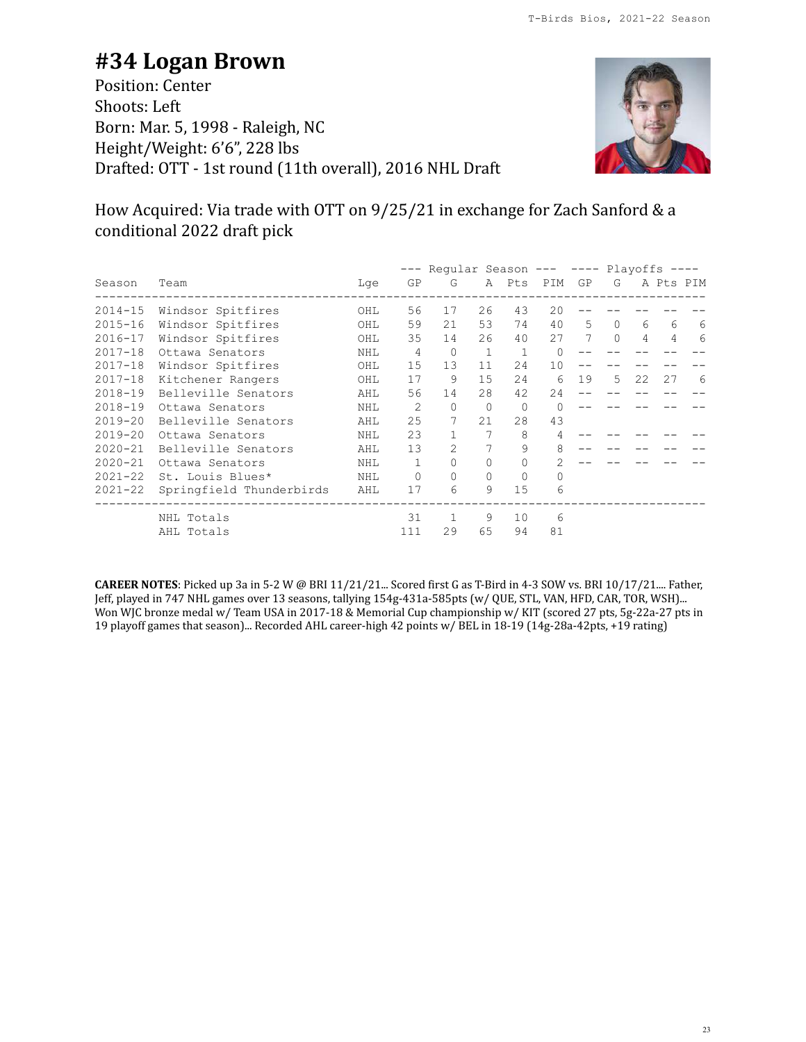# #34 Logan Brown

Position: Center
Shoots: Left
Born: Mar. 5, 1998 - Raleigh, NC
Height/Weight: 6'6", 228 lbs
Drafted: OTT - 1st round (11th overall), 2016 NHL Draft

How Acquired: Via trade with OTT on 9/25/21 in exchange for Zach Sanford & a conditional 2022 draft pick

| | | | --- Regular Season --- | | | | | ---- Playoffs ---- | | | | |
|---|---|---|---|---|---|---|---|---|---|---|---|---|
| Season | Team | Lge | GP | G | A | Pts | PIM | GP | G | A | Pts | PIM |
| 2014-15 | Windsor Spitfires | OHL | 56 | 17 | 26 | 43 | 20 | -- | -- | -- | -- | -- |
| 2015-16 | Windsor Spitfires | OHL | 59 | 21 | 53 | 74 | 40 | 5 | 0 | 6 | 6 | 6 |
| 2016-17 | Windsor Spitfires | OHL | 35 | 14 | 26 | 40 | 27 | 7 | 0 | 4 | 4 | 6 |
| 2017-18 | Ottawa Senators | NHL | 4 | 0 | 1 | 1 | 0 | -- | -- | -- | -- | -- |
| 2017-18 | Windsor Spitfires | OHL | 15 | 13 | 11 | 24 | 10 | -- | -- | -- | -- | -- |
| 2017-18 | Kitchener Rangers | OHL | 17 | 9 | 15 | 24 | 6 | 19 | 5 | 22 | 27 | 6 |
| 2018-19 | Belleville Senators | AHL | 56 | 14 | 28 | 42 | 24 | -- | -- | -- | -- | -- |
| 2018-19 | Ottawa Senators | NHL | 2 | 0 | 0 | 0 | 0 | -- | -- | -- | -- | -- |
| 2019-20 | Belleville Senators | AHL | 25 | 7 | 21 | 28 | 43 | | | | | |
| 2019-20 | Ottawa Senators | NHL | 23 | 1 | 7 | 8 | 4 | -- | -- | -- | -- | -- |
| 2020-21 | Belleville Senators | AHL | 13 | 2 | 7 | 9 | 8 | -- | -- | -- | -- | -- |
| 2020-21 | Ottawa Senators | NHL | 1 | 0 | 0 | 0 | 2 | -- | -- | -- | -- | -- |
| 2021-22 | St. Louis Blues* | NHL | 0 | 0 | 0 | 0 | 0 | | | | | |
| 2021-22 | Springfield Thunderbirds | AHL | 17 | 6 | 9 | 15 | 6 | | | | | |
| | NHL Totals | | 31 | 1 | 9 | 10 | 6 | | | | | |
| | AHL Totals | | 111 | 29 | 65 | 94 | 81 | | | | | |

**CAREER NOTES**: Picked up 3a in 5-2 W @ BRI 11/21/21... Scored first G as T-Bird in 4-3 SOW vs. BRI 10/17/21.... Father, Jeff, played in 747 NHL games over 13 seasons, tallying 154g-431a-585pts (w/ QUE, STL, VAN, HFD, CAR, TOR, WSH)... Won WJC bronze medal w/ Team USA in 2017-18 & Memorial Cup championship w/ KIT (scored 27 pts, 5g-22a-27 pts in 19 playoff games that season)... Recorded AHL career-high 42 points w/ BEL in 18-19 (14g-28a-42pts, +19 rating)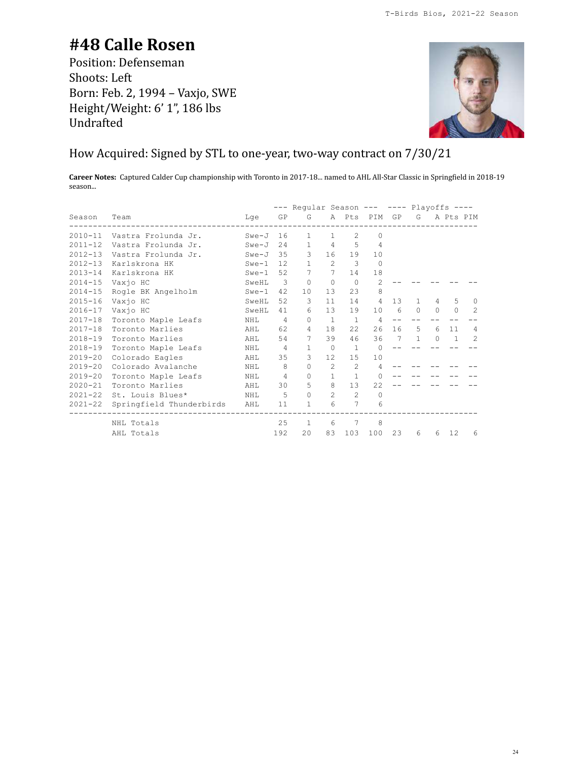# #48 Calle Rosen

Position: Defenseman
Shoots: Left
Born: Feb. 2, 1994 – Vaxjo, SWE
Height/Weight: 6' 1", 186 lbs
Undrafted

## How Acquired: Signed by STL to one-year, two-way contract on 7/30/21

**Career Notes:** Captured Calder Cup championship with Toronto in 2017-18... named to AHL All-Star Classic in Springfield in 2018-19 season...

| | | | Regular Season | | | | | Playoffs | | | | |
|---|---|---|---|---|---|---|---|---|---|---|---|---|
| Season | Team | Lge | GP | G | A | Pts | PIM | GP | G | A | Pts | PIM |
| 2010-11 | Vastra Frolunda Jr. | Swe-J | 16 | 1 | 1 | 2 | 0 | | | | | |
| 2011-12 | Vastra Frolunda Jr. | Swe-J | 24 | 1 | 4 | 5 | 4 | | | | | |
| 2012-13 | Vastra Frolunda Jr. | Swe-J | 35 | 3 | 16 | 19 | 10 | | | | | |
| 2012-13 | Karlskrona HK | Swe-1 | 12 | 1 | 2 | 3 | 0 | | | | | |
| 2013-14 | Karlskrona HK | Swe-1 | 52 | 7 | 7 | 14 | 18 | | | | | |
| 2014-15 | Vaxjo HC | SweHL | 3 | 0 | 0 | 0 | 2 | -- | -- | -- | -- | -- |
| 2014-15 | Rogle BK Angelholm | Swe-1 | 42 | 10 | 13 | 23 | 8 | | | | | |
| 2015-16 | Vaxjo HC | SweHL | 52 | 3 | 11 | 14 | 4 | 13 | 1 | 4 | 5 | 0 |
| 2016-17 | Vaxjo HC | SweHL | 41 | 6 | 13 | 19 | 10 | 6 | 0 | 0 | 0 | 2 |
| 2017-18 | Toronto Maple Leafs | NHL | 4 | 0 | 1 | 1 | 4 | -- | -- | -- | -- | -- |
| 2017-18 | Toronto Marlies | AHL | 62 | 4 | 18 | 22 | 26 | 16 | 5 | 6 | 11 | 4 |
| 2018-19 | Toronto Marlies | AHL | 54 | 7 | 39 | 46 | 36 | 7 | 1 | 0 | 1 | 2 |
| 2018-19 | Toronto Maple Leafs | NHL | 4 | 1 | 0 | 1 | 0 | -- | -- | -- | -- | -- |
| 2019-20 | Colorado Eagles | AHL | 35 | 3 | 12 | 15 | 10 | | | | | |
| 2019-20 | Colorado Avalanche | NHL | 8 | 0 | 2 | 2 | 4 | -- | -- | -- | -- | -- |
| 2019-20 | Toronto Maple Leafs | NHL | 4 | 0 | 1 | 1 | 0 | -- | -- | -- | -- | -- |
| 2020-21 | Toronto Marlies | AHL | 30 | 5 | 8 | 13 | 22 | -- | -- | -- | -- | -- |
| 2021-22 | St. Louis Blues* | NHL | 5 | 0 | 2 | 2 | 0 | | | | | |
| 2021-22 | Springfield Thunderbirds | AHL | 11 | 1 | 6 | 7 | 6 | | | | | |
| | NHL Totals | | 25 | 1 | 6 | 7 | 8 | | | | | |
| | AHL Totals | | 192 | 20 | 83 | 103 | 100 | 23 | 6 | 6 | 12 | 6 |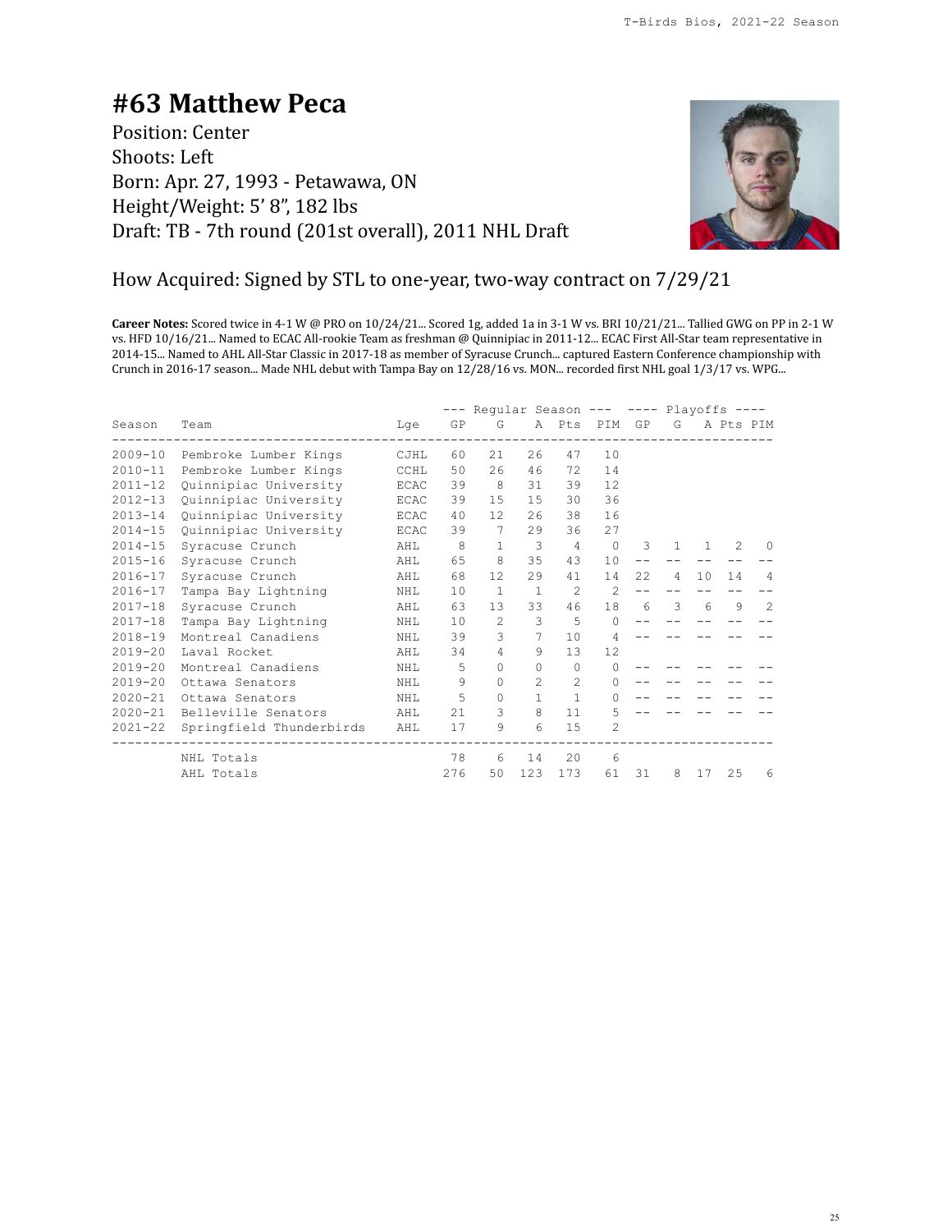# #63 Matthew Peca

Position: Center
Shoots: Left
Born: Apr. 27, 1993 - Petawawa, ON
Height/Weight: 5' 8", 182 lbs
Draft: TB - 7th round (201st overall), 2011 NHL Draft

How Acquired: Signed by STL to one-year, two-way contract on 7/29/21

**Career Notes:** Scored twice in 4-1 W @ PRO on 10/24/21... Scored 1g, added 1a in 3-1 W vs. BRI 10/21/21... Tallied GWG on PP in 2-1 W vs. HFD 10/16/21... Named to ECAC All-rookie Team as freshman @ Quinnipiac in 2011-12... ECAC First All-Star team representative in 2014-15... Named to AHL All-Star Classic in 2017-18 as member of Syracuse Crunch... captured Eastern Conference championship with Crunch in 2016-17 season... Made NHL debut with Tampa Bay on 12/28/16 vs. MON... recorded first NHL goal 1/3/17 vs. WPG...

| | | | --- Regular Season --- | | | | | ---- Playoffs ---- | | | | |
|---|---|---|---|---|---|---|---|---|---|---|---|---|
| Season | Team | Lge | GP | G | A | Pts | PIM | GP | G | A | Pts | PIM |
| 2009-10 | Pembroke Lumber Kings | CJHL | 60 | 21 | 26 | 47 | 10 | | | | | |
| 2010-11 | Pembroke Lumber Kings | CCHL | 50 | 26 | 46 | 72 | 14 | | | | | |
| 2011-12 | Quinnipiac University | ECAC | 39 | 8 | 31 | 39 | 12 | | | | | |
| 2012-13 | Quinnipiac University | ECAC | 39 | 15 | 15 | 30 | 36 | | | | | |
| 2013-14 | Quinnipiac University | ECAC | 40 | 12 | 26 | 38 | 16 | | | | | |
| 2014-15 | Quinnipiac University | ECAC | 39 | 7 | 29 | 36 | 27 | | | | | |
| 2014-15 | Syracuse Crunch | AHL | 8 | 1 | 3 | 4 | 0 | 3 | 1 | 1 | 2 | 0 |
| 2015-16 | Syracuse Crunch | AHL | 65 | 8 | 35 | 43 | 10 | -- | -- | -- | -- | -- |
| 2016-17 | Syracuse Crunch | AHL | 68 | 12 | 29 | 41 | 14 | 22 | 4 | 10 | 14 | 4 |
| 2016-17 | Tampa Bay Lightning | NHL | 10 | 1 | 1 | 2 | 2 | -- | -- | -- | -- | -- |
| 2017-18 | Syracuse Crunch | AHL | 63 | 13 | 33 | 46 | 18 | 6 | 3 | 6 | 9 | 2 |
| 2017-18 | Tampa Bay Lightning | NHL | 10 | 2 | 3 | 5 | 0 | -- | -- | -- | -- | -- |
| 2018-19 | Montreal Canadiens | NHL | 39 | 3 | 7 | 10 | 4 | -- | -- | -- | -- | -- |
| 2019-20 | Laval Rocket | AHL | 34 | 4 | 9 | 13 | 12 | | | | | |
| 2019-20 | Montreal Canadiens | NHL | 5 | 0 | 0 | 0 | 0 | -- | -- | -- | -- | -- |
| 2019-20 | Ottawa Senators | NHL | 9 | 0 | 2 | 2 | 0 | -- | -- | -- | -- | -- |
| 2020-21 | Ottawa Senators | NHL | 5 | 0 | 1 | 1 | 0 | -- | -- | -- | -- | -- |
| 2020-21 | Belleville Senators | AHL | 21 | 3 | 8 | 11 | 5 | -- | -- | -- | -- | -- |
| 2021-22 | Springfield Thunderbirds | AHL | 17 | 9 | 6 | 15 | 2 | | | | | |
| | NHL Totals | | 78 | 6 | 14 | 20 | 6 | | | | | |
| | AHL Totals | | 276 | 50 | 123 | 173 | 61 | 31 | 8 | 17 | 25 | 6 |